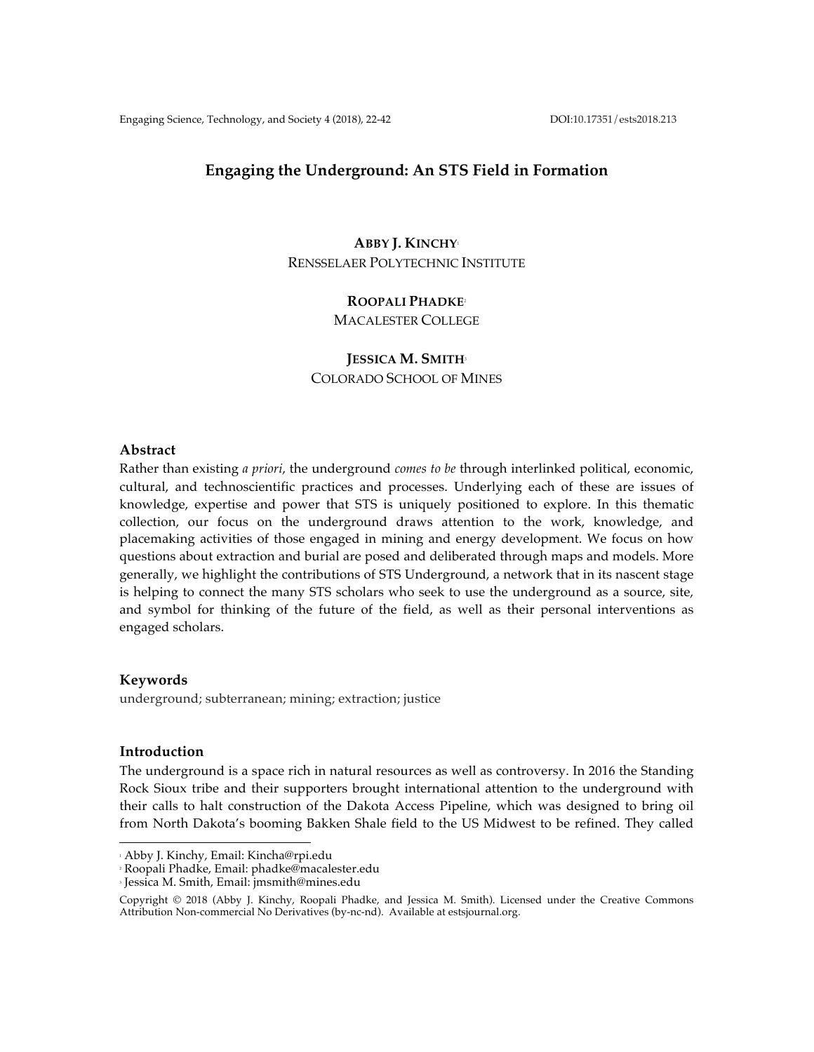# Engaging the Underground: An STS Field in Formation

**ABBY J. KINCHY**[1]
RENSSELAER POLYTECHNIC INSTITUTE

**ROOPALI PHADKE**[2]
MACALESTER COLLEGE

**JESSICA M. SMITH**[3]
COLORADO SCHOOL OF MINES

## Abstract

Rather than existing *a priori*, the underground *comes to be* through interlinked political, economic, cultural, and technoscientific practices and processes. Underlying each of these are issues of knowledge, expertise and power that STS is uniquely positioned to explore. In this thematic collection, our focus on the underground draws attention to the work, knowledge, and placemaking activities of those engaged in mining and energy development. We focus on how questions about extraction and burial are posed and deliberated through maps and models. More generally, we highlight the contributions of STS Underground, a network that in its nascent stage is helping to connect the many STS scholars who seek to use the underground as a source, site, and symbol for thinking of the future of the field, as well as their personal interventions as engaged scholars.

## Keywords

underground; subterranean; mining; extraction; justice

## Introduction

The underground is a space rich in natural resources as well as controversy. In 2016 the Standing Rock Sioux tribe and their supporters brought international attention to the underground with their calls to halt construction of the Dakota Access Pipeline, which was designed to bring oil from North Dakota's booming Bakken Shale field to the US Midwest to be refined. They called

---

[1] Abby J. Kinchy, Email: Kincha@rpi.edu
[2] Roopali Phadke, Email: phadke@macalester.edu
[3] Jessica M. Smith, Email: jmsmith@mines.edu

Copyright © 2018 (Abby J. Kinchy, Roopali Phadke, and Jessica M. Smith). Licensed under the Creative Commons Attribution Non-commercial No Derivatives (by-nc-nd). Available at estsjournal.org.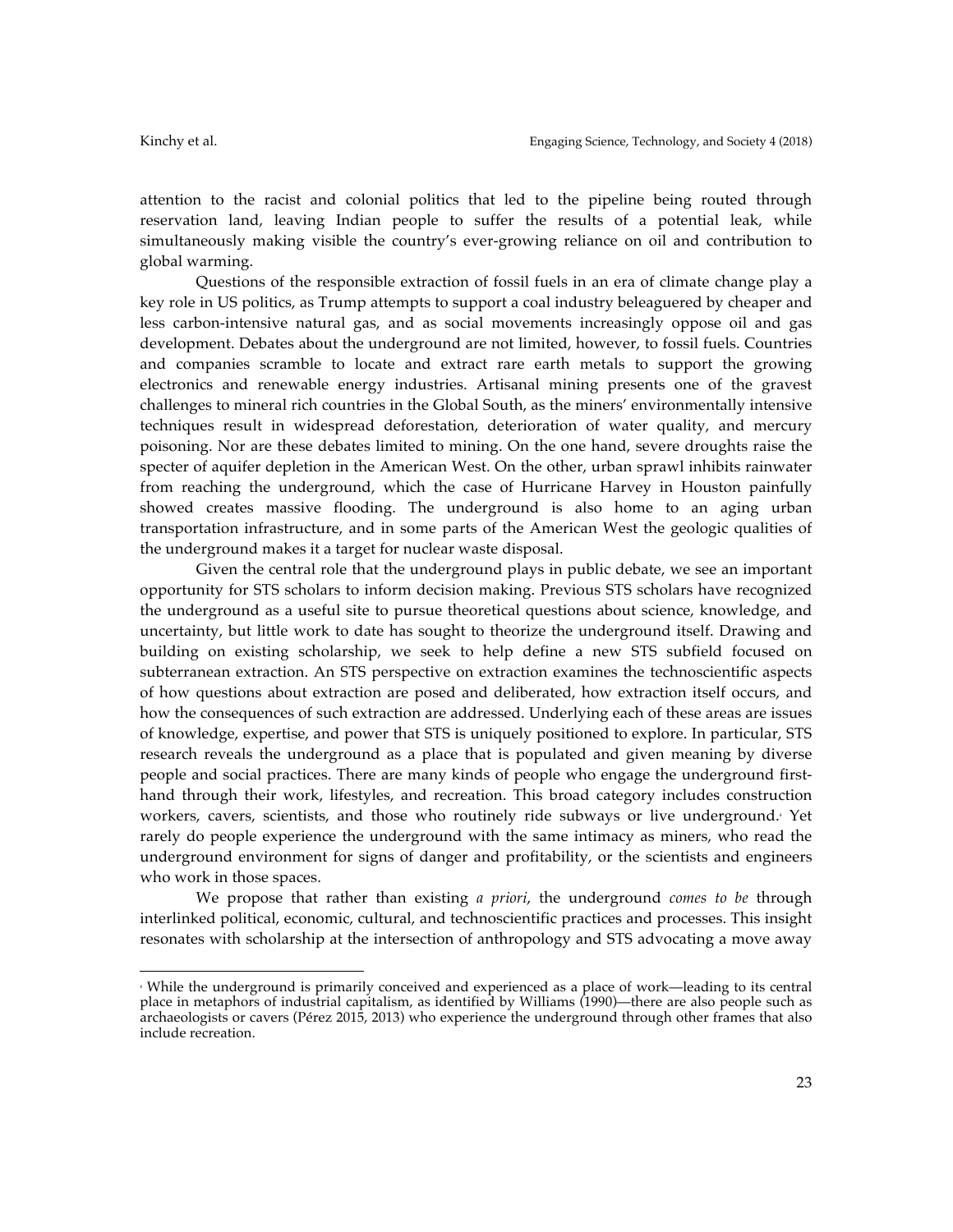attention to the racist and colonial politics that led to the pipeline being routed through reservation land, leaving Indian people to suffer the results of a potential leak, while simultaneously making visible the country's ever-growing reliance on oil and contribution to global warming.

Questions of the responsible extraction of fossil fuels in an era of climate change play a key role in US politics, as Trump attempts to support a coal industry beleaguered by cheaper and less carbon-intensive natural gas, and as social movements increasingly oppose oil and gas development. Debates about the underground are not limited, however, to fossil fuels. Countries and companies scramble to locate and extract rare earth metals to support the growing electronics and renewable energy industries. Artisanal mining presents one of the gravest challenges to mineral rich countries in the Global South, as the miners' environmentally intensive techniques result in widespread deforestation, deterioration of water quality, and mercury poisoning. Nor are these debates limited to mining. On the one hand, severe droughts raise the specter of aquifer depletion in the American West. On the other, urban sprawl inhibits rainwater from reaching the underground, which the case of Hurricane Harvey in Houston painfully showed creates massive flooding. The underground is also home to an aging urban transportation infrastructure, and in some parts of the American West the geologic qualities of the underground makes it a target for nuclear waste disposal.

Given the central role that the underground plays in public debate, we see an important opportunity for STS scholars to inform decision making. Previous STS scholars have recognized the underground as a useful site to pursue theoretical questions about science, knowledge, and uncertainty, but little work to date has sought to theorize the underground itself. Drawing and building on existing scholarship, we seek to help define a new STS subfield focused on subterranean extraction. An STS perspective on extraction examines the technoscientific aspects of how questions about extraction are posed and deliberated, how extraction itself occurs, and how the consequences of such extraction are addressed. Underlying each of these areas are issues of knowledge, expertise, and power that STS is uniquely positioned to explore. In particular, STS research reveals the underground as a place that is populated and given meaning by diverse people and social practices. There are many kinds of people who engage the underground first-hand through their work, lifestyles, and recreation. This broad category includes construction workers, cavers, scientists, and those who routinely ride subways or live underground.[4] Yet rarely do people experience the underground with the same intimacy as miners, who read the underground environment for signs of danger and profitability, or the scientists and engineers who work in those spaces.

We propose that rather than existing *a priori*, the underground *comes to be* through interlinked political, economic, cultural, and technoscientific practices and processes. This insight resonates with scholarship at the intersection of anthropology and STS advocating a move away

[4] While the underground is primarily conceived and experienced as a place of work—leading to its central place in metaphors of industrial capitalism, as identified by Williams (1990)—there are also people such as archaeologists or cavers (Pérez 2015, 2013) who experience the underground through other frames that also include recreation.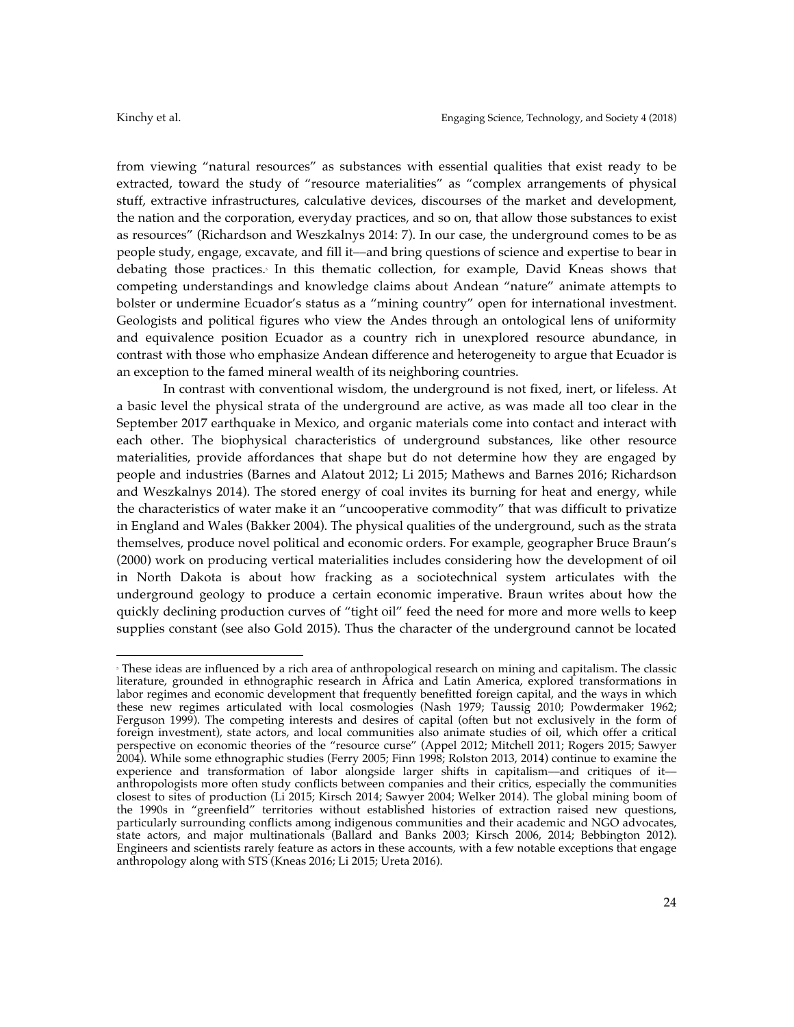from viewing "natural resources" as substances with essential qualities that exist ready to be extracted, toward the study of "resource materialities" as "complex arrangements of physical stuff, extractive infrastructures, calculative devices, discourses of the market and development, the nation and the corporation, everyday practices, and so on, that allow those substances to exist as resources" (Richardson and Weszkalnys 2014: 7). In our case, the underground comes to be as people study, engage, excavate, and fill it—and bring questions of science and expertise to bear in debating those practices.[5] In this thematic collection, for example, David Kneas shows that competing understandings and knowledge claims about Andean "nature" animate attempts to bolster or undermine Ecuador's status as a "mining country" open for international investment. Geologists and political figures who view the Andes through an ontological lens of uniformity and equivalence position Ecuador as a country rich in unexplored resource abundance, in contrast with those who emphasize Andean difference and heterogeneity to argue that Ecuador is an exception to the famed mineral wealth of its neighboring countries.

In contrast with conventional wisdom, the underground is not fixed, inert, or lifeless. At a basic level the physical strata of the underground are active, as was made all too clear in the September 2017 earthquake in Mexico, and organic materials come into contact and interact with each other. The biophysical characteristics of underground substances, like other resource materialities, provide affordances that shape but do not determine how they are engaged by people and industries (Barnes and Alatout 2012; Li 2015; Mathews and Barnes 2016; Richardson and Weszkalnys 2014). The stored energy of coal invites its burning for heat and energy, while the characteristics of water make it an "uncooperative commodity" that was difficult to privatize in England and Wales (Bakker 2004). The physical qualities of the underground, such as the strata themselves, produce novel political and economic orders. For example, geographer Bruce Braun's (2000) work on producing vertical materialities includes considering how the development of oil in North Dakota is about how fracking as a sociotechnical system articulates with the underground geology to produce a certain economic imperative. Braun writes about how the quickly declining production curves of "tight oil" feed the need for more and more wells to keep supplies constant (see also Gold 2015). Thus the character of the underground cannot be located

[5] These ideas are influenced by a rich area of anthropological research on mining and capitalism. The classic literature, grounded in ethnographic research in Africa and Latin America, explored transformations in labor regimes and economic development that frequently benefitted foreign capital, and the ways in which these new regimes articulated with local cosmologies (Nash 1979; Taussig 2010; Powdermaker 1962; Ferguson 1999). The competing interests and desires of capital (often but not exclusively in the form of foreign investment), state actors, and local communities also animate studies of oil, which offer a critical perspective on economic theories of the "resource curse" (Appel 2012; Mitchell 2011; Rogers 2015; Sawyer 2004). While some ethnographic studies (Ferry 2005; Finn 1998; Rolston 2013, 2014) continue to examine the experience and transformation of labor alongside larger shifts in capitalism—and critiques of it—anthropologists more often study conflicts between companies and their critics, especially the communities closest to sites of production (Li 2015; Kirsch 2014; Sawyer 2004; Welker 2014). The global mining boom of the 1990s in "greenfield" territories without established histories of extraction raised new questions, particularly surrounding conflicts among indigenous communities and their academic and NGO advocates, state actors, and major multinationals (Ballard and Banks 2003; Kirsch 2006, 2014; Bebbington 2012). Engineers and scientists rarely feature as actors in these accounts, with a few notable exceptions that engage anthropology along with STS (Kneas 2016; Li 2015; Ureta 2016).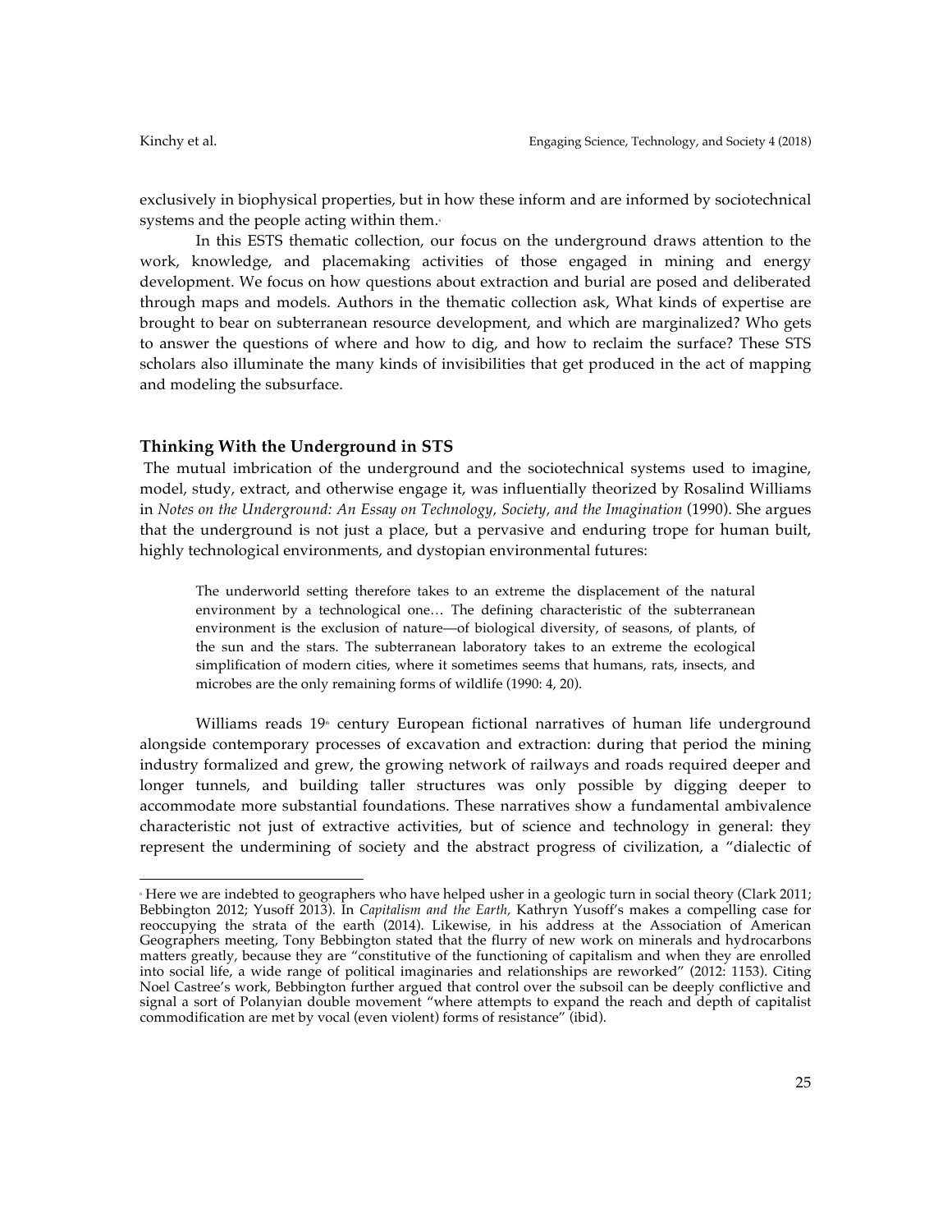exclusively in biophysical properties, but in how these inform and are informed by sociotechnical systems and the people acting within them.[6]

In this ESTS thematic collection, our focus on the underground draws attention to the work, knowledge, and placemaking activities of those engaged in mining and energy development. We focus on how questions about extraction and burial are posed and deliberated through maps and models. Authors in the thematic collection ask, What kinds of expertise are brought to bear on subterranean resource development, and which are marginalized? Who gets to answer the questions of where and how to dig, and how to reclaim the surface? These STS scholars also illuminate the many kinds of invisibilities that get produced in the act of mapping and modeling the subsurface.

### Thinking With the Underground in STS

The mutual imbrication of the underground and the sociotechnical systems used to imagine, model, study, extract, and otherwise engage it, was influentially theorized by Rosalind Williams in *Notes on the Underground: An Essay on Technology, Society, and the Imagination* (1990). She argues that the underground is not just a place, but a pervasive and enduring trope for human built, highly technological environments, and dystopian environmental futures:

> The underworld setting therefore takes to an extreme the displacement of the natural environment by a technological one… The defining characteristic of the subterranean environment is the exclusion of nature—of biological diversity, of seasons, of plants, of the sun and the stars. The subterranean laboratory takes to an extreme the ecological simplification of modern cities, where it sometimes seems that humans, rats, insects, and microbes are the only remaining forms of wildlife (1990: 4, 20).

Williams reads 19th century European fictional narratives of human life underground alongside contemporary processes of excavation and extraction: during that period the mining industry formalized and grew, the growing network of railways and roads required deeper and longer tunnels, and building taller structures was only possible by digging deeper to accommodate more substantial foundations. These narratives show a fundamental ambivalence characteristic not just of extractive activities, but of science and technology in general: they represent the undermining of society and the abstract progress of civilization, a "dialectic of

---

[6] Here we are indebted to geographers who have helped usher in a geologic turn in social theory (Clark 2011; Bebbington 2012; Yusoff 2013). In *Capitalism and the Earth,* Kathryn Yusoff's makes a compelling case for reoccupying the strata of the earth (2014). Likewise, in his address at the Association of American Geographers meeting, Tony Bebbington stated that the flurry of new work on minerals and hydrocarbons matters greatly, because they are "constitutive of the functioning of capitalism and when they are enrolled into social life, a wide range of political imaginaries and relationships are reworked" (2012: 1153). Citing Noel Castree's work, Bebbington further argued that control over the subsoil can be deeply conflictive and signal a sort of Polanyian double movement "where attempts to expand the reach and depth of capitalist commodification are met by vocal (even violent) forms of resistance" (ibid).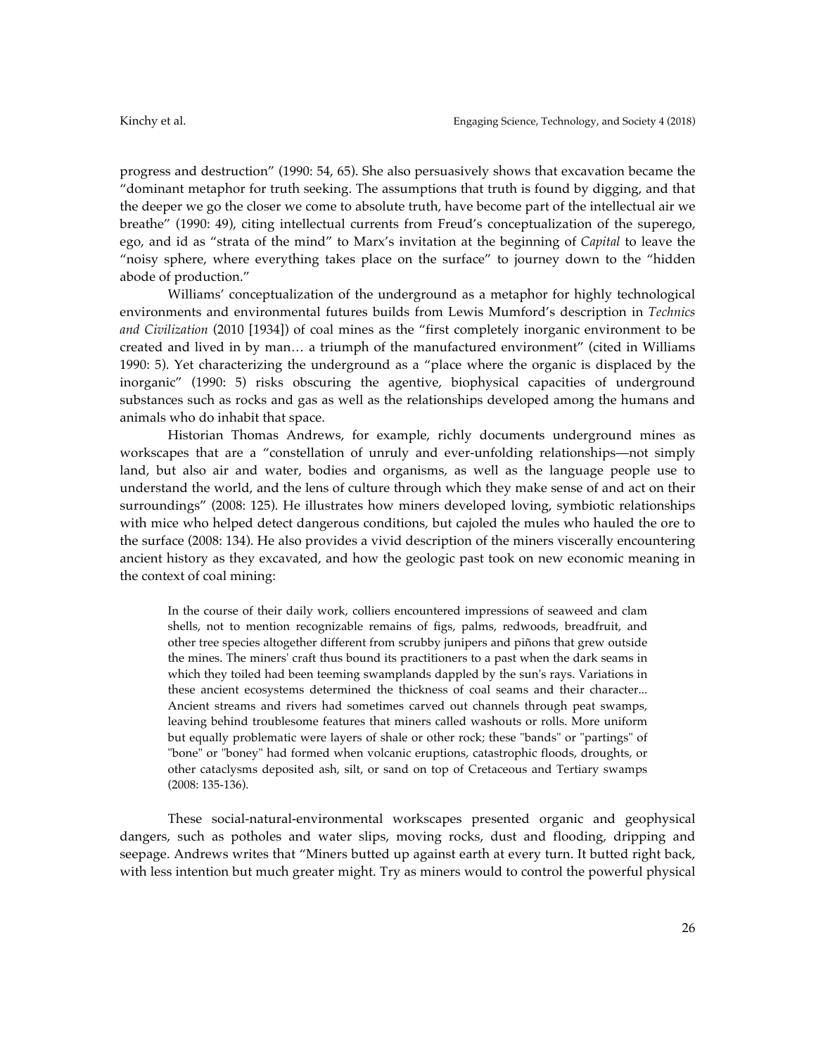progress and destruction" (1990: 54, 65). She also persuasively shows that excavation became the "dominant metaphor for truth seeking. The assumptions that truth is found by digging, and that the deeper we go the closer we come to absolute truth, have become part of the intellectual air we breathe" (1990: 49), citing intellectual currents from Freud's conceptualization of the superego, ego, and id as "strata of the mind" to Marx's invitation at the beginning of *Capital* to leave the "noisy sphere, where everything takes place on the surface" to journey down to the "hidden abode of production."

Williams' conceptualization of the underground as a metaphor for highly technological environments and environmental futures builds from Lewis Mumford's description in *Technics and Civilization* (2010 [1934]) of coal mines as the "first completely inorganic environment to be created and lived in by man… a triumph of the manufactured environment" (cited in Williams 1990: 5). Yet characterizing the underground as a "place where the organic is displaced by the inorganic" (1990: 5) risks obscuring the agentive, biophysical capacities of underground substances such as rocks and gas as well as the relationships developed among the humans and animals who do inhabit that space.

Historian Thomas Andrews, for example, richly documents underground mines as workscapes that are a "constellation of unruly and ever-unfolding relationships—not simply land, but also air and water, bodies and organisms, as well as the language people use to understand the world, and the lens of culture through which they make sense of and act on their surroundings" (2008: 125). He illustrates how miners developed loving, symbiotic relationships with mice who helped detect dangerous conditions, but cajoled the mules who hauled the ore to the surface (2008: 134). He also provides a vivid description of the miners viscerally encountering ancient history as they excavated, and how the geologic past took on new economic meaning in the context of coal mining:

> In the course of their daily work, colliers encountered impressions of seaweed and clam shells, not to mention recognizable remains of figs, palms, redwoods, breadfruit, and other tree species altogether different from scrubby junipers and piñons that grew outside the mines. The miners' craft thus bound its practitioners to a past when the dark seams in which they toiled had been teeming swamplands dappled by the sun's rays. Variations in these ancient ecosystems determined the thickness of coal seams and their character... Ancient streams and rivers had sometimes carved out channels through peat swamps, leaving behind troublesome features that miners called washouts or rolls. More uniform but equally problematic were layers of shale or other rock; these "bands" or "partings" of "bone" or "boney" had formed when volcanic eruptions, catastrophic floods, droughts, or other cataclysms deposited ash, silt, or sand on top of Cretaceous and Tertiary swamps (2008: 135-136).

These social-natural-environmental workscapes presented organic and geophysical dangers, such as potholes and water slips, moving rocks, dust and flooding, dripping and seepage. Andrews writes that "Miners butted up against earth at every turn. It butted right back, with less intention but much greater might. Try as miners would to control the powerful physical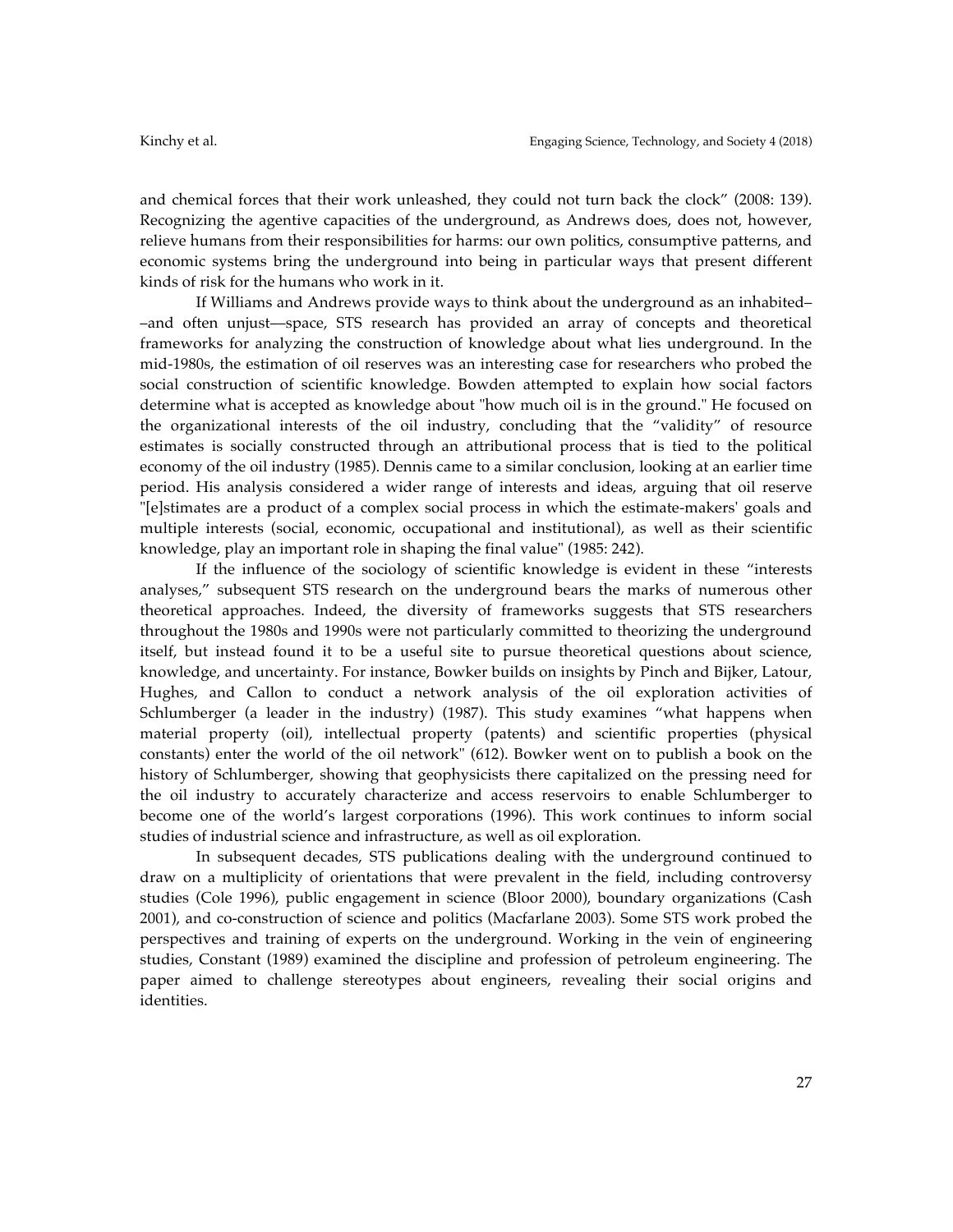and chemical forces that their work unleashed, they could not turn back the clock" (2008: 139). Recognizing the agentive capacities of the underground, as Andrews does, does not, however, relieve humans from their responsibilities for harms: our own politics, consumptive patterns, and economic systems bring the underground into being in particular ways that present different kinds of risk for the humans who work in it.

If Williams and Andrews provide ways to think about the underground as an inhabited––and often unjust—space, STS research has provided an array of concepts and theoretical frameworks for analyzing the construction of knowledge about what lies underground. In the mid-1980s, the estimation of oil reserves was an interesting case for researchers who probed the social construction of scientific knowledge. Bowden attempted to explain how social factors determine what is accepted as knowledge about "how much oil is in the ground." He focused on the organizational interests of the oil industry, concluding that the "validity" of resource estimates is socially constructed through an attributional process that is tied to the political economy of the oil industry (1985). Dennis came to a similar conclusion, looking at an earlier time period. His analysis considered a wider range of interests and ideas, arguing that oil reserve "[e]stimates are a product of a complex social process in which the estimate-makers' goals and multiple interests (social, economic, occupational and institutional), as well as their scientific knowledge, play an important role in shaping the final value" (1985: 242).

If the influence of the sociology of scientific knowledge is evident in these "interests analyses," subsequent STS research on the underground bears the marks of numerous other theoretical approaches. Indeed, the diversity of frameworks suggests that STS researchers throughout the 1980s and 1990s were not particularly committed to theorizing the underground itself, but instead found it to be a useful site to pursue theoretical questions about science, knowledge, and uncertainty. For instance, Bowker builds on insights by Pinch and Bijker, Latour, Hughes, and Callon to conduct a network analysis of the oil exploration activities of Schlumberger (a leader in the industry) (1987). This study examines "what happens when material property (oil), intellectual property (patents) and scientific properties (physical constants) enter the world of the oil network" (612). Bowker went on to publish a book on the history of Schlumberger, showing that geophysicists there capitalized on the pressing need for the oil industry to accurately characterize and access reservoirs to enable Schlumberger to become one of the world's largest corporations (1996). This work continues to inform social studies of industrial science and infrastructure, as well as oil exploration.

In subsequent decades, STS publications dealing with the underground continued to draw on a multiplicity of orientations that were prevalent in the field, including controversy studies (Cole 1996), public engagement in science (Bloor 2000), boundary organizations (Cash 2001), and co-construction of science and politics (Macfarlane 2003). Some STS work probed the perspectives and training of experts on the underground. Working in the vein of engineering studies, Constant (1989) examined the discipline and profession of petroleum engineering. The paper aimed to challenge stereotypes about engineers, revealing their social origins and identities.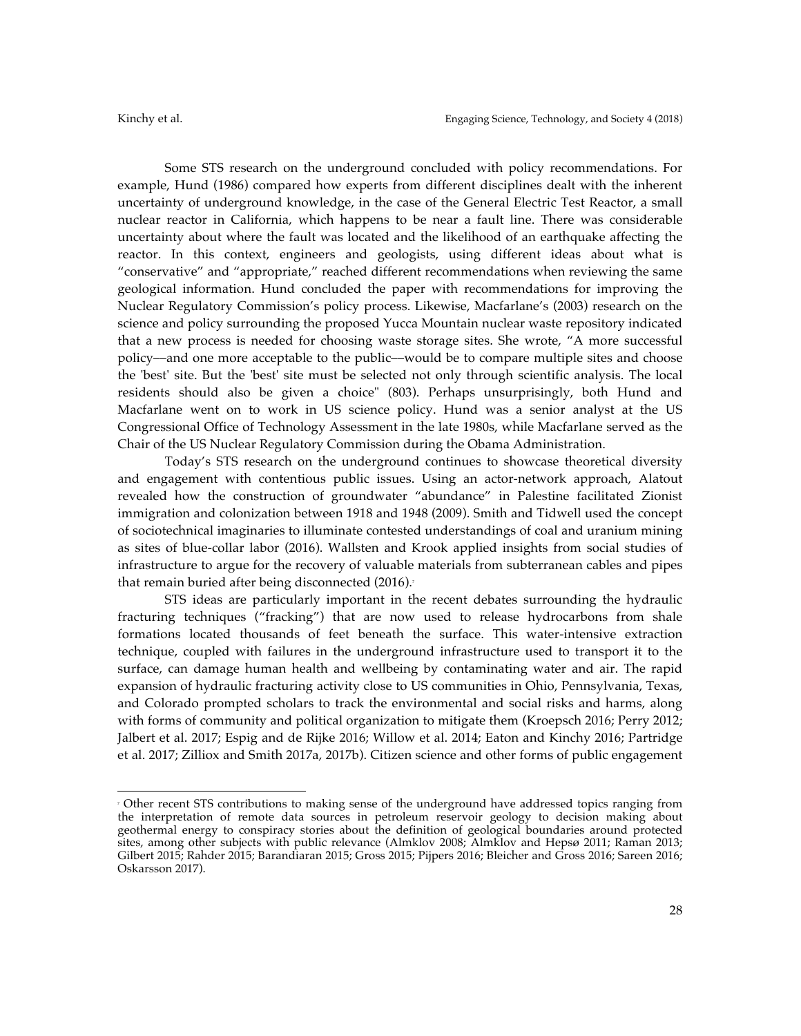Some STS research on the underground concluded with policy recommendations. For example, Hund (1986) compared how experts from different disciplines dealt with the inherent uncertainty of underground knowledge, in the case of the General Electric Test Reactor, a small nuclear reactor in California, which happens to be near a fault line. There was considerable uncertainty about where the fault was located and the likelihood of an earthquake affecting the reactor. In this context, engineers and geologists, using different ideas about what is "conservative" and "appropriate," reached different recommendations when reviewing the same geological information. Hund concluded the paper with recommendations for improving the Nuclear Regulatory Commission's policy process. Likewise, Macfarlane's (2003) research on the science and policy surrounding the proposed Yucca Mountain nuclear waste repository indicated that a new process is needed for choosing waste storage sites. She wrote, "A more successful policy—and one more acceptable to the public—would be to compare multiple sites and choose the 'best' site. But the 'best' site must be selected not only through scientific analysis. The local residents should also be given a choice" (803). Perhaps unsurprisingly, both Hund and Macfarlane went on to work in US science policy. Hund was a senior analyst at the US Congressional Office of Technology Assessment in the late 1980s, while Macfarlane served as the Chair of the US Nuclear Regulatory Commission during the Obama Administration.

Today's STS research on the underground continues to showcase theoretical diversity and engagement with contentious public issues. Using an actor-network approach, Alatout revealed how the construction of groundwater "abundance" in Palestine facilitated Zionist immigration and colonization between 1918 and 1948 (2009). Smith and Tidwell used the concept of sociotechnical imaginaries to illuminate contested understandings of coal and uranium mining as sites of blue-collar labor (2016). Wallsten and Krook applied insights from social studies of infrastructure to argue for the recovery of valuable materials from subterranean cables and pipes that remain buried after being disconnected (2016).[7]

STS ideas are particularly important in the recent debates surrounding the hydraulic fracturing techniques ("fracking") that are now used to release hydrocarbons from shale formations located thousands of feet beneath the surface. This water-intensive extraction technique, coupled with failures in the underground infrastructure used to transport it to the surface, can damage human health and wellbeing by contaminating water and air. The rapid expansion of hydraulic fracturing activity close to US communities in Ohio, Pennsylvania, Texas, and Colorado prompted scholars to track the environmental and social risks and harms, along with forms of community and political organization to mitigate them (Kroepsch 2016; Perry 2012; Jalbert et al. 2017; Espig and de Rijke 2016; Willow et al. 2014; Eaton and Kinchy 2016; Partridge et al. 2017; Zilliox and Smith 2017a, 2017b). Citizen science and other forms of public engagement

[7] Other recent STS contributions to making sense of the underground have addressed topics ranging from the interpretation of remote data sources in petroleum reservoir geology to decision making about geothermal energy to conspiracy stories about the definition of geological boundaries around protected sites, among other subjects with public relevance (Almklov 2008; Almklov and Hepsø 2011; Raman 2013; Gilbert 2015; Rahder 2015; Barandiaran 2015; Gross 2015; Pijpers 2016; Bleicher and Gross 2016; Sareen 2016; Oskarsson 2017).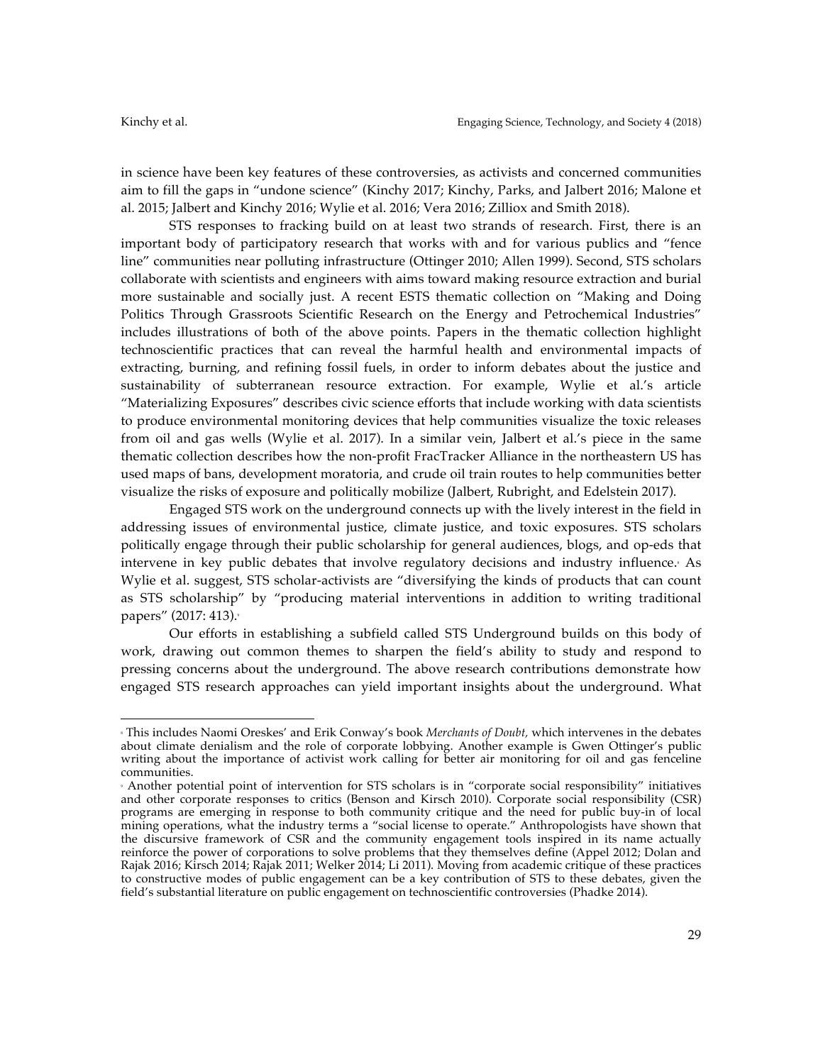in science have been key features of these controversies, as activists and concerned communities aim to fill the gaps in "undone science" (Kinchy 2017; Kinchy, Parks, and Jalbert 2016; Malone et al. 2015; Jalbert and Kinchy 2016; Wylie et al. 2016; Vera 2016; Zilliox and Smith 2018).

STS responses to fracking build on at least two strands of research. First, there is an important body of participatory research that works with and for various publics and "fence line" communities near polluting infrastructure (Ottinger 2010; Allen 1999). Second, STS scholars collaborate with scientists and engineers with aims toward making resource extraction and burial more sustainable and socially just. A recent ESTS thematic collection on "Making and Doing Politics Through Grassroots Scientific Research on the Energy and Petrochemical Industries" includes illustrations of both of the above points. Papers in the thematic collection highlight technoscientific practices that can reveal the harmful health and environmental impacts of extracting, burning, and refining fossil fuels, in order to inform debates about the justice and sustainability of subterranean resource extraction. For example, Wylie et al.'s article "Materializing Exposures" describes civic science efforts that include working with data scientists to produce environmental monitoring devices that help communities visualize the toxic releases from oil and gas wells (Wylie et al. 2017). In a similar vein, Jalbert et al.'s piece in the same thematic collection describes how the non-profit FracTracker Alliance in the northeastern US has used maps of bans, development moratoria, and crude oil train routes to help communities better visualize the risks of exposure and politically mobilize (Jalbert, Rubright, and Edelstein 2017).

Engaged STS work on the underground connects up with the lively interest in the field in addressing issues of environmental justice, climate justice, and toxic exposures. STS scholars politically engage through their public scholarship for general audiences, blogs, and op-eds that intervene in key public debates that involve regulatory decisions and industry influence.[8] As Wylie et al. suggest, STS scholar-activists are "diversifying the kinds of products that can count as STS scholarship" by "producing material interventions in addition to writing traditional papers" (2017: 413).[9]

Our efforts in establishing a subfield called STS Underground builds on this body of work, drawing out common themes to sharpen the field's ability to study and respond to pressing concerns about the underground. The above research contributions demonstrate how engaged STS research approaches can yield important insights about the underground. What

---

[8] This includes Naomi Oreskes' and Erik Conway's book *Merchants of Doubt,* which intervenes in the debates about climate denialism and the role of corporate lobbying. Another example is Gwen Ottinger's public writing about the importance of activist work calling for better air monitoring for oil and gas fenceline communities.

[9] Another potential point of intervention for STS scholars is in "corporate social responsibility" initiatives and other corporate responses to critics (Benson and Kirsch 2010). Corporate social responsibility (CSR) programs are emerging in response to both community critique and the need for public buy-in of local mining operations, what the industry terms a "social license to operate." Anthropologists have shown that the discursive framework of CSR and the community engagement tools inspired in its name actually reinforce the power of corporations to solve problems that they themselves define (Appel 2012; Dolan and Rajak 2016; Kirsch 2014; Rajak 2011; Welker 2014; Li 2011). Moving from academic critique of these practices to constructive modes of public engagement can be a key contribution of STS to these debates, given the field's substantial literature on public engagement on technoscientific controversies (Phadke 2014).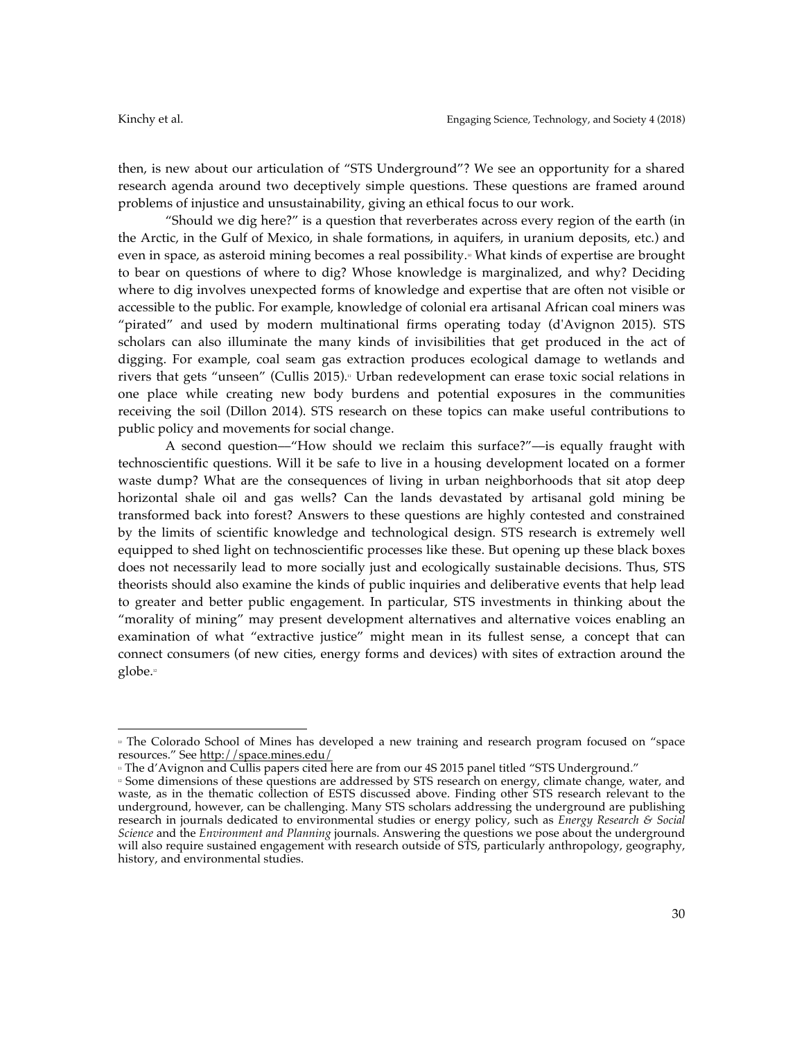then, is new about our articulation of "STS Underground"? We see an opportunity for a shared research agenda around two deceptively simple questions. These questions are framed around problems of injustice and unsustainability, giving an ethical focus to our work.

"Should we dig here?" is a question that reverberates across every region of the earth (in the Arctic, in the Gulf of Mexico, in shale formations, in aquifers, in uranium deposits, etc.) and even in space, as asteroid mining becomes a real possibility.[10] What kinds of expertise are brought to bear on questions of where to dig? Whose knowledge is marginalized, and why? Deciding where to dig involves unexpected forms of knowledge and expertise that are often not visible or accessible to the public. For example, knowledge of colonial era artisanal African coal miners was "pirated" and used by modern multinational firms operating today (d'Avignon 2015). STS scholars can also illuminate the many kinds of invisibilities that get produced in the act of digging. For example, coal seam gas extraction produces ecological damage to wetlands and rivers that gets "unseen" (Cullis 2015).[11] Urban redevelopment can erase toxic social relations in one place while creating new body burdens and potential exposures in the communities receiving the soil (Dillon 2014). STS research on these topics can make useful contributions to public policy and movements for social change.

A second question—"How should we reclaim this surface?"—is equally fraught with technoscientific questions. Will it be safe to live in a housing development located on a former waste dump? What are the consequences of living in urban neighborhoods that sit atop deep horizontal shale oil and gas wells? Can the lands devastated by artisanal gold mining be transformed back into forest? Answers to these questions are highly contested and constrained by the limits of scientific knowledge and technological design. STS research is extremely well equipped to shed light on technoscientific processes like these. But opening up these black boxes does not necessarily lead to more socially just and ecologically sustainable decisions. Thus, STS theorists should also examine the kinds of public inquiries and deliberative events that help lead to greater and better public engagement. In particular, STS investments in thinking about the "morality of mining" may present development alternatives and alternative voices enabling an examination of what "extractive justice" might mean in its fullest sense, a concept that can connect consumers (of new cities, energy forms and devices) with sites of extraction around the globe.[12]

---

[10] The Colorado School of Mines has developed a new training and research program focused on "space resources." See http://space.mines.edu/

[11] The d'Avignon and Cullis papers cited here are from our 4S 2015 panel titled "STS Underground."

[12] Some dimensions of these questions are addressed by STS research on energy, climate change, water, and waste, as in the thematic collection of ESTS discussed above. Finding other STS research relevant to the underground, however, can be challenging. Many STS scholars addressing the underground are publishing research in journals dedicated to environmental studies or energy policy, such as *Energy Research & Social Science* and the *Environment and Planning* journals. Answering the questions we pose about the underground will also require sustained engagement with research outside of STS, particularly anthropology, geography, history, and environmental studies.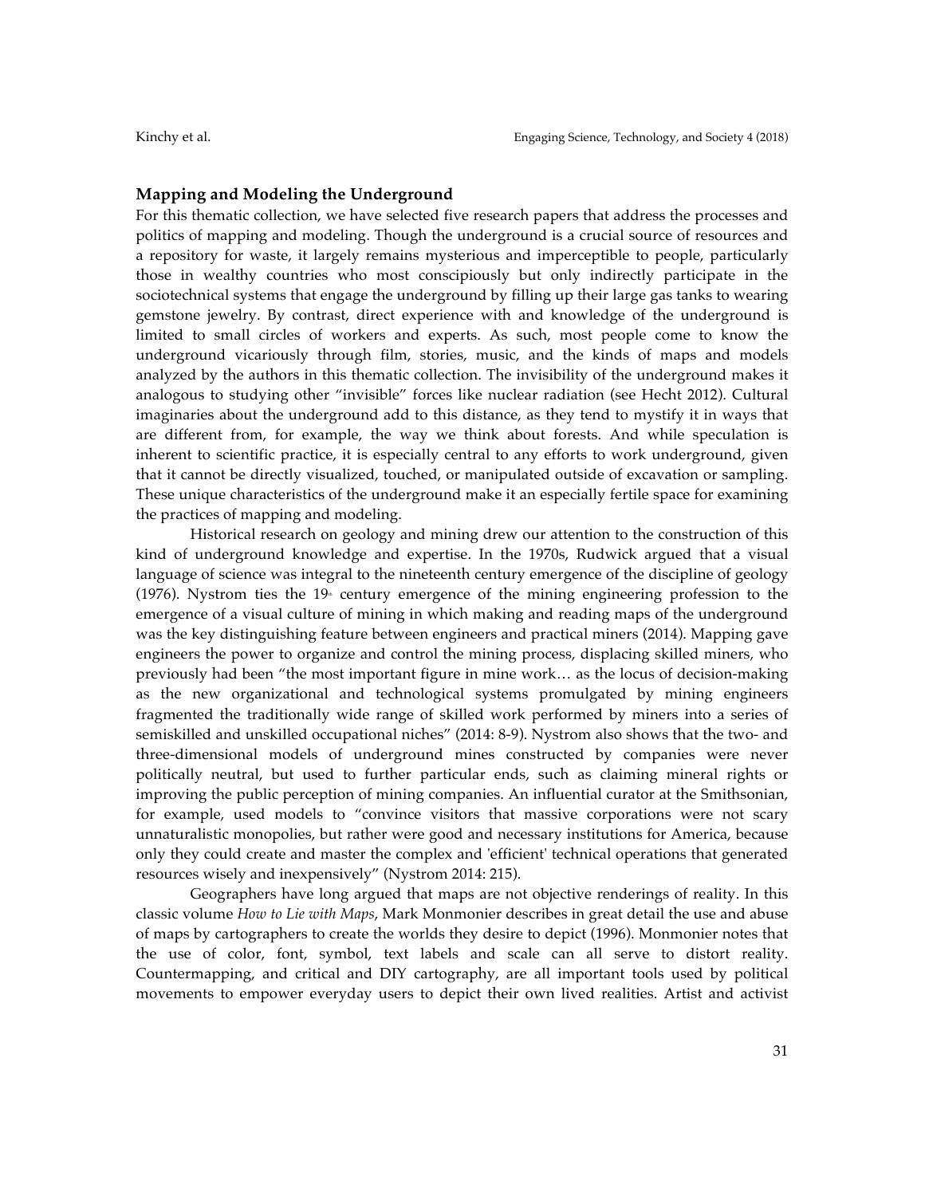### Mapping and Modeling the Underground

For this thematic collection, we have selected five research papers that address the processes and politics of mapping and modeling. Though the underground is a crucial source of resources and a repository for waste, it largely remains mysterious and imperceptible to people, particularly those in wealthy countries who most conscipiously but only indirectly participate in the sociotechnical systems that engage the underground by filling up their large gas tanks to wearing gemstone jewelry. By contrast, direct experience with and knowledge of the underground is limited to small circles of workers and experts. As such, most people come to know the underground vicariously through film, stories, music, and the kinds of maps and models analyzed by the authors in this thematic collection. The invisibility of the underground makes it analogous to studying other "invisible" forces like nuclear radiation (see Hecht 2012). Cultural imaginaries about the underground add to this distance, as they tend to mystify it in ways that are different from, for example, the way we think about forests. And while speculation is inherent to scientific practice, it is especially central to any efforts to work underground, given that it cannot be directly visualized, touched, or manipulated outside of excavation or sampling. These unique characteristics of the underground make it an especially fertile space for examining the practices of mapping and modeling.

Historical research on geology and mining drew our attention to the construction of this kind of underground knowledge and expertise. In the 1970s, Rudwick argued that a visual language of science was integral to the nineteenth century emergence of the discipline of geology (1976). Nystrom ties the 19th century emergence of the mining engineering profession to the emergence of a visual culture of mining in which making and reading maps of the underground was the key distinguishing feature between engineers and practical miners (2014). Mapping gave engineers the power to organize and control the mining process, displacing skilled miners, who previously had been "the most important figure in mine work… as the locus of decision-making as the new organizational and technological systems promulgated by mining engineers fragmented the traditionally wide range of skilled work performed by miners into a series of semiskilled and unskilled occupational niches" (2014: 8-9). Nystrom also shows that the two- and three-dimensional models of underground mines constructed by companies were never politically neutral, but used to further particular ends, such as claiming mineral rights or improving the public perception of mining companies. An influential curator at the Smithsonian, for example, used models to "convince visitors that massive corporations were not scary unnaturalistic monopolies, but rather were good and necessary institutions for America, because only they could create and master the complex and 'efficient' technical operations that generated resources wisely and inexpensively" (Nystrom 2014: 215).

Geographers have long argued that maps are not objective renderings of reality. In this classic volume *How to Lie with Maps*, Mark Monmonier describes in great detail the use and abuse of maps by cartographers to create the worlds they desire to depict (1996). Monmonier notes that the use of color, font, symbol, text labels and scale can all serve to distort reality. Countermapping, and critical and DIY cartography, are all important tools used by political movements to empower everyday users to depict their own lived realities. Artist and activist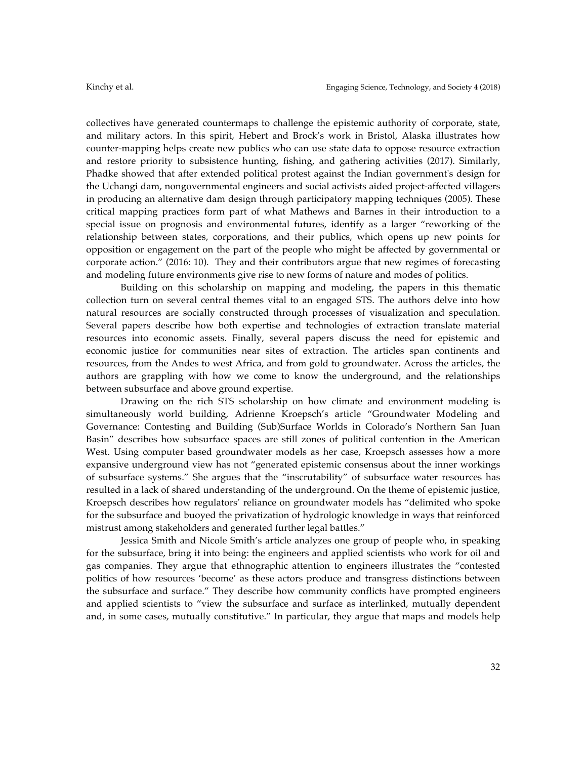collectives have generated countermaps to challenge the epistemic authority of corporate, state, and military actors. In this spirit, Hebert and Brock's work in Bristol, Alaska illustrates how counter-mapping helps create new publics who can use state data to oppose resource extraction and restore priority to subsistence hunting, fishing, and gathering activities (2017). Similarly, Phadke showed that after extended political protest against the Indian government's design for the Uchangi dam, nongovernmental engineers and social activists aided project-affected villagers in producing an alternative dam design through participatory mapping techniques (2005). These critical mapping practices form part of what Mathews and Barnes in their introduction to a special issue on prognosis and environmental futures, identify as a larger "reworking of the relationship between states, corporations, and their publics, which opens up new points for opposition or engagement on the part of the people who might be affected by governmental or corporate action." (2016: 10). They and their contributors argue that new regimes of forecasting and modeling future environments give rise to new forms of nature and modes of politics.

Building on this scholarship on mapping and modeling, the papers in this thematic collection turn on several central themes vital to an engaged STS. The authors delve into how natural resources are socially constructed through processes of visualization and speculation. Several papers describe how both expertise and technologies of extraction translate material resources into economic assets. Finally, several papers discuss the need for epistemic and economic justice for communities near sites of extraction. The articles span continents and resources, from the Andes to west Africa, and from gold to groundwater. Across the articles, the authors are grappling with how we come to know the underground, and the relationships between subsurface and above ground expertise.

Drawing on the rich STS scholarship on how climate and environment modeling is simultaneously world building, Adrienne Kroepsch's article "Groundwater Modeling and Governance: Contesting and Building (Sub)Surface Worlds in Colorado's Northern San Juan Basin" describes how subsurface spaces are still zones of political contention in the American West. Using computer based groundwater models as her case, Kroepsch assesses how a more expansive underground view has not "generated epistemic consensus about the inner workings of subsurface systems." She argues that the "inscrutability" of subsurface water resources has resulted in a lack of shared understanding of the underground. On the theme of epistemic justice, Kroepsch describes how regulators' reliance on groundwater models has "delimited who spoke for the subsurface and buoyed the privatization of hydrologic knowledge in ways that reinforced mistrust among stakeholders and generated further legal battles."

Jessica Smith and Nicole Smith's article analyzes one group of people who, in speaking for the subsurface, bring it into being: the engineers and applied scientists who work for oil and gas companies. They argue that ethnographic attention to engineers illustrates the "contested politics of how resources 'become' as these actors produce and transgress distinctions between the subsurface and surface." They describe how community conflicts have prompted engineers and applied scientists to "view the subsurface and surface as interlinked, mutually dependent and, in some cases, mutually constitutive." In particular, they argue that maps and models help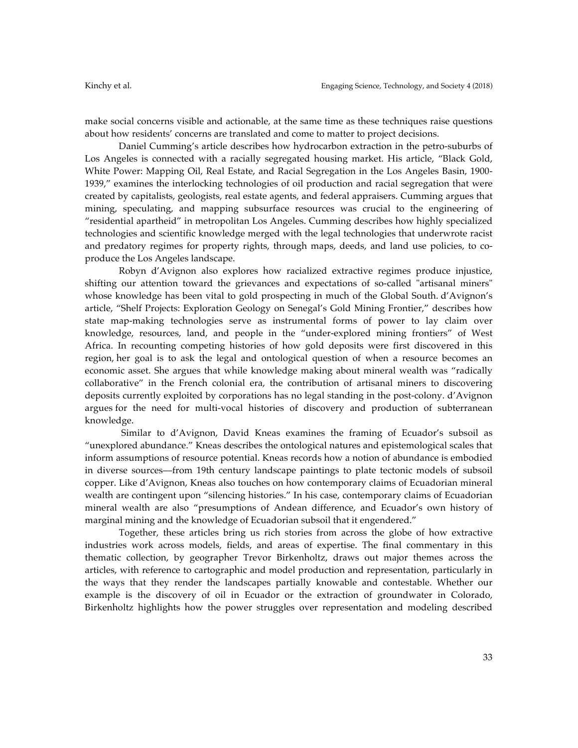make social concerns visible and actionable, at the same time as these techniques raise questions about how residents' concerns are translated and come to matter to project decisions.

Daniel Cumming's article describes how hydrocarbon extraction in the petro-suburbs of Los Angeles is connected with a racially segregated housing market. His article, "Black Gold, White Power: Mapping Oil, Real Estate, and Racial Segregation in the Los Angeles Basin, 1900-1939," examines the interlocking technologies of oil production and racial segregation that were created by capitalists, geologists, real estate agents, and federal appraisers. Cumming argues that mining, speculating, and mapping subsurface resources was crucial to the engineering of "residential apartheid" in metropolitan Los Angeles. Cumming describes how highly specialized technologies and scientific knowledge merged with the legal technologies that underwrote racist and predatory regimes for property rights, through maps, deeds, and land use policies, to co-produce the Los Angeles landscape.

Robyn d'Avignon also explores how racialized extractive regimes produce injustice, shifting our attention toward the grievances and expectations of so-called "artisanal miners" whose knowledge has been vital to gold prospecting in much of the Global South. d'Avignon's article, "Shelf Projects: Exploration Geology on Senegal's Gold Mining Frontier," describes how state map-making technologies serve as instrumental forms of power to lay claim over knowledge, resources, land, and people in the "under-explored mining frontiers" of West Africa. In recounting competing histories of how gold deposits were first discovered in this region, her goal is to ask the legal and ontological question of when a resource becomes an economic asset. She argues that while knowledge making about mineral wealth was "radically collaborative" in the French colonial era, the contribution of artisanal miners to discovering deposits currently exploited by corporations has no legal standing in the post-colony. d'Avignon argues for the need for multi-vocal histories of discovery and production of subterranean knowledge.

Similar to d'Avignon, David Kneas examines the framing of Ecuador's subsoil as "unexplored abundance." Kneas describes the ontological natures and epistemological scales that inform assumptions of resource potential. Kneas records how a notion of abundance is embodied in diverse sources—from 19th century landscape paintings to plate tectonic models of subsoil copper. Like d'Avignon, Kneas also touches on how contemporary claims of Ecuadorian mineral wealth are contingent upon "silencing histories." In his case, contemporary claims of Ecuadorian mineral wealth are also "presumptions of Andean difference, and Ecuador's own history of marginal mining and the knowledge of Ecuadorian subsoil that it engendered."

Together, these articles bring us rich stories from across the globe of how extractive industries work across models, fields, and areas of expertise. The final commentary in this thematic collection, by geographer Trevor Birkenholtz, draws out major themes across the articles, with reference to cartographic and model production and representation, particularly in the ways that they render the landscapes partially knowable and contestable. Whether our example is the discovery of oil in Ecuador or the extraction of groundwater in Colorado, Birkenholtz highlights how the power struggles over representation and modeling described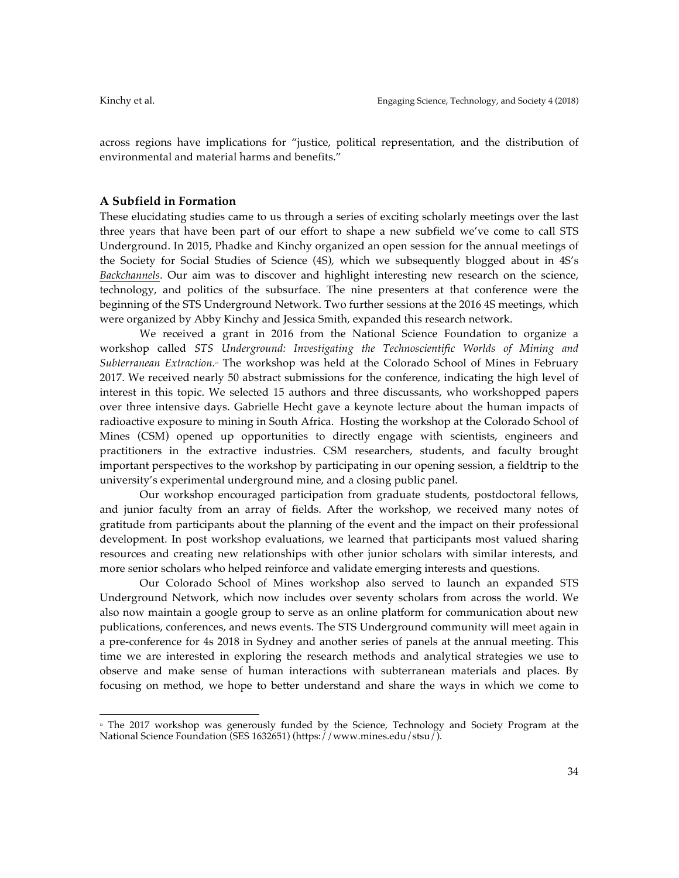across regions have implications for "justice, political representation, and the distribution of environmental and material harms and benefits."

### A Subfield in Formation

These elucidating studies came to us through a series of exciting scholarly meetings over the last three years that have been part of our effort to shape a new subfield we've come to call STS Underground. In 2015, Phadke and Kinchy organized an open session for the annual meetings of the Society for Social Studies of Science (4S), which we subsequently blogged about in 4S's *Backchannels*. Our aim was to discover and highlight interesting new research on the science, technology, and politics of the subsurface. The nine presenters at that conference were the beginning of the STS Underground Network. Two further sessions at the 2016 4S meetings, which were organized by Abby Kinchy and Jessica Smith, expanded this research network.

We received a grant in 2016 from the National Science Foundation to organize a workshop called *STS Underground: Investigating the Technoscientific Worlds of Mining and Subterranean Extraction.*[13] The workshop was held at the Colorado School of Mines in February 2017. We received nearly 50 abstract submissions for the conference, indicating the high level of interest in this topic. We selected 15 authors and three discussants, who workshopped papers over three intensive days. Gabrielle Hecht gave a keynote lecture about the human impacts of radioactive exposure to mining in South Africa. Hosting the workshop at the Colorado School of Mines (CSM) opened up opportunities to directly engage with scientists, engineers and practitioners in the extractive industries. CSM researchers, students, and faculty brought important perspectives to the workshop by participating in our opening session, a fieldtrip to the university's experimental underground mine, and a closing public panel.

Our workshop encouraged participation from graduate students, postdoctoral fellows, and junior faculty from an array of fields. After the workshop, we received many notes of gratitude from participants about the planning of the event and the impact on their professional development. In post workshop evaluations, we learned that participants most valued sharing resources and creating new relationships with other junior scholars with similar interests, and more senior scholars who helped reinforce and validate emerging interests and questions.

Our Colorado School of Mines workshop also served to launch an expanded STS Underground Network, which now includes over seventy scholars from across the world. We also now maintain a google group to serve as an online platform for communication about new publications, conferences, and news events. The STS Underground community will meet again in a pre-conference for 4s 2018 in Sydney and another series of panels at the annual meeting. This time we are interested in exploring the research methods and analytical strategies we use to observe and make sense of human interactions with subterranean materials and places. By focusing on method, we hope to better understand and share the ways in which we come to

---

[13] The 2017 workshop was generously funded by the Science, Technology and Society Program at the National Science Foundation (SES 1632651) (https://www.mines.edu/stsu/).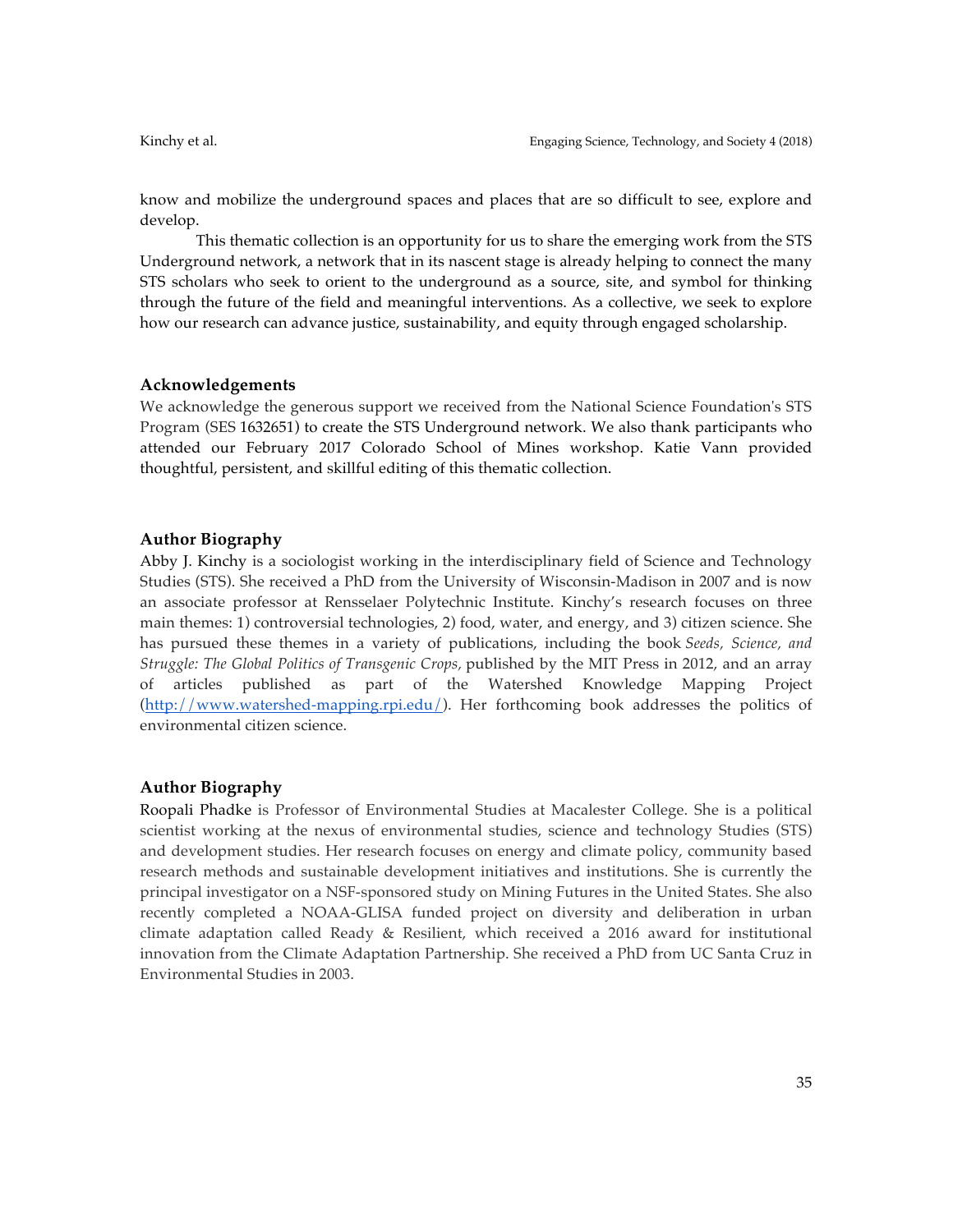know and mobilize the underground spaces and places that are so difficult to see, explore and develop.

This thematic collection is an opportunity for us to share the emerging work from the STS Underground network, a network that in its nascent stage is already helping to connect the many STS scholars who seek to orient to the underground as a source, site, and symbol for thinking through the future of the field and meaningful interventions. As a collective, we seek to explore how our research can advance justice, sustainability, and equity through engaged scholarship.

## Acknowledgements

We acknowledge the generous support we received from the National Science Foundation's STS Program (SES 1632651) to create the STS Underground network. We also thank participants who attended our February 2017 Colorado School of Mines workshop. Katie Vann provided thoughtful, persistent, and skillful editing of this thematic collection.

## Author Biography

Abby J. Kinchy is a sociologist working in the interdisciplinary field of Science and Technology Studies (STS). She received a PhD from the University of Wisconsin-Madison in 2007 and is now an associate professor at Rensselaer Polytechnic Institute. Kinchy's research focuses on three main themes: 1) controversial technologies, 2) food, water, and energy, and 3) citizen science. She has pursued these themes in a variety of publications, including the book *Seeds, Science, and Struggle: The Global Politics of Transgenic Crops*, published by the MIT Press in 2012, and an array of articles published as part of the Watershed Knowledge Mapping Project (http://www.watershed-mapping.rpi.edu/). Her forthcoming book addresses the politics of environmental citizen science.

## Author Biography

Roopali Phadke is Professor of Environmental Studies at Macalester College. She is a political scientist working at the nexus of environmental studies, science and technology Studies (STS) and development studies. Her research focuses on energy and climate policy, community based research methods and sustainable development initiatives and institutions. She is currently the principal investigator on a NSF-sponsored study on Mining Futures in the United States. She also recently completed a NOAA-GLISA funded project on diversity and deliberation in urban climate adaptation called Ready & Resilient, which received a 2016 award for institutional innovation from the Climate Adaptation Partnership. She received a PhD from UC Santa Cruz in Environmental Studies in 2003.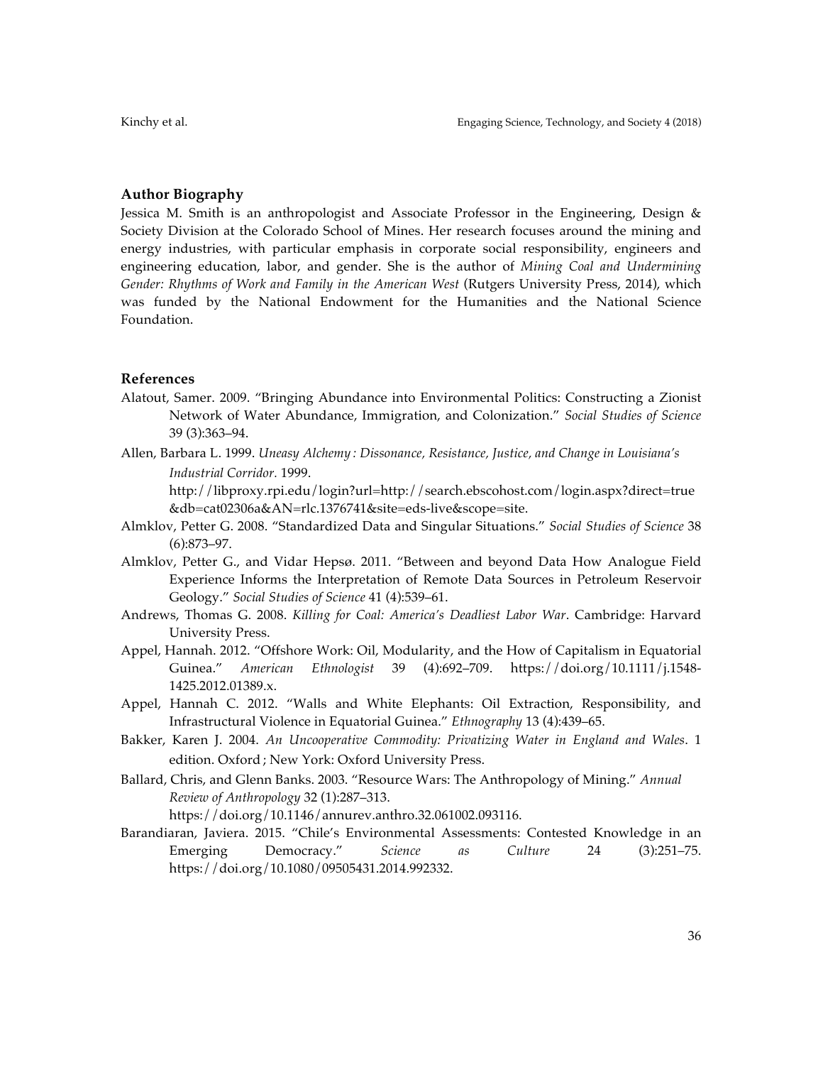## Author Biography

Jessica M. Smith is an anthropologist and Associate Professor in the Engineering, Design & Society Division at the Colorado School of Mines. Her research focuses around the mining and energy industries, with particular emphasis in corporate social responsibility, engineers and engineering education, labor, and gender. She is the author of *Mining Coal and Undermining Gender: Rhythms of Work and Family in the American West* (Rutgers University Press, 2014), which was funded by the National Endowment for the Humanities and the National Science Foundation.

## References

Alatout, Samer. 2009. "Bringing Abundance into Environmental Politics: Constructing a Zionist Network of Water Abundance, Immigration, and Colonization." *Social Studies of Science* 39 (3):363–94.

Allen, Barbara L. 1999. *Uneasy Alchemy : Dissonance, Resistance, Justice, and Change in Louisiana's Industrial Corridor*. 1999. http://libproxy.rpi.edu/login?url=http://search.ebscohost.com/login.aspx?direct=true&db=cat02306a&AN=rlc.1376741&site=eds-live&scope=site.

Almklov, Petter G. 2008. "Standardized Data and Singular Situations." *Social Studies of Science* 38 (6):873–97.

Almklov, Petter G., and Vidar Hepsø. 2011. "Between and beyond Data How Analogue Field Experience Informs the Interpretation of Remote Data Sources in Petroleum Reservoir Geology." *Social Studies of Science* 41 (4):539–61.

Andrews, Thomas G. 2008. *Killing for Coal: America's Deadliest Labor War*. Cambridge: Harvard University Press.

Appel, Hannah. 2012. "Offshore Work: Oil, Modularity, and the How of Capitalism in Equatorial Guinea." *American Ethnologist* 39 (4):692–709. https://doi.org/10.1111/j.1548-1425.2012.01389.x.

Appel, Hannah C. 2012. "Walls and White Elephants: Oil Extraction, Responsibility, and Infrastructural Violence in Equatorial Guinea." *Ethnography* 13 (4):439–65.

Bakker, Karen J. 2004. *An Uncooperative Commodity: Privatizing Water in England and Wales*. 1 edition. Oxford ; New York: Oxford University Press.

Ballard, Chris, and Glenn Banks. 2003. "Resource Wars: The Anthropology of Mining." *Annual Review of Anthropology* 32 (1):287–313. https://doi.org/10.1146/annurev.anthro.32.061002.093116.

Barandiaran, Javiera. 2015. "Chile's Environmental Assessments: Contested Knowledge in an Emerging Democracy." *Science as Culture* 24 (3):251–75. https://doi.org/10.1080/09505431.2014.992332.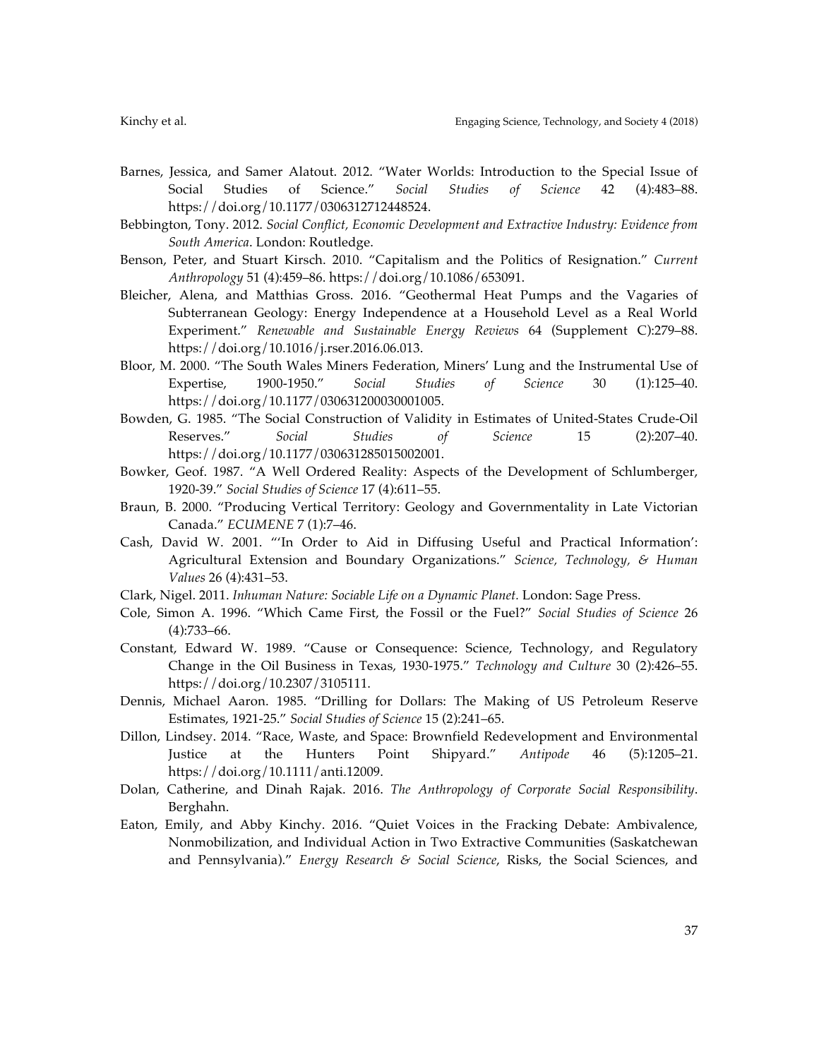Barnes, Jessica, and Samer Alatout. 2012. "Water Worlds: Introduction to the Special Issue of Social Studies of Science." *Social Studies of Science* 42 (4):483–88. https://doi.org/10.1177/0306312712448524.

Bebbington, Tony. 2012. *Social Conflict, Economic Development and Extractive Industry: Evidence from South America*. London: Routledge.

Benson, Peter, and Stuart Kirsch. 2010. "Capitalism and the Politics of Resignation." *Current Anthropology* 51 (4):459–86. https://doi.org/10.1086/653091.

Bleicher, Alena, and Matthias Gross. 2016. "Geothermal Heat Pumps and the Vagaries of Subterranean Geology: Energy Independence at a Household Level as a Real World Experiment." *Renewable and Sustainable Energy Reviews* 64 (Supplement C):279–88. https://doi.org/10.1016/j.rser.2016.06.013.

Bloor, M. 2000. "The South Wales Miners Federation, Miners' Lung and the Instrumental Use of Expertise, 1900-1950." *Social Studies of Science* 30 (1):125–40. https://doi.org/10.1177/030631200030001005.

Bowden, G. 1985. "The Social Construction of Validity in Estimates of United-States Crude-Oil Reserves." *Social Studies of Science* 15 (2):207–40. https://doi.org/10.1177/030631285015002001.

Bowker, Geof. 1987. "A Well Ordered Reality: Aspects of the Development of Schlumberger, 1920-39." *Social Studies of Science* 17 (4):611–55.

Braun, B. 2000. "Producing Vertical Territory: Geology and Governmentality in Late Victorian Canada." *ECUMENE* 7 (1):7–46.

Cash, David W. 2001. "'In Order to Aid in Diffusing Useful and Practical Information': Agricultural Extension and Boundary Organizations." *Science, Technology, & Human Values* 26 (4):431–53.

Clark, Nigel. 2011. *Inhuman Nature: Sociable Life on a Dynamic Planet.* London: Sage Press.

Cole, Simon A. 1996. "Which Came First, the Fossil or the Fuel?" *Social Studies of Science* 26 (4):733–66.

Constant, Edward W. 1989. "Cause or Consequence: Science, Technology, and Regulatory Change in the Oil Business in Texas, 1930-1975." *Technology and Culture* 30 (2):426–55. https://doi.org/10.2307/3105111.

Dennis, Michael Aaron. 1985. "Drilling for Dollars: The Making of US Petroleum Reserve Estimates, 1921-25." *Social Studies of Science* 15 (2):241–65.

Dillon, Lindsey. 2014. "Race, Waste, and Space: Brownfield Redevelopment and Environmental Justice at the Hunters Point Shipyard." *Antipode* 46 (5):1205–21. https://doi.org/10.1111/anti.12009.

Dolan, Catherine, and Dinah Rajak. 2016. *The Anthropology of Corporate Social Responsibility*. Berghahn.

Eaton, Emily, and Abby Kinchy. 2016. "Quiet Voices in the Fracking Debate: Ambivalence, Nonmobilization, and Individual Action in Two Extractive Communities (Saskatchewan and Pennsylvania)." *Energy Research & Social Science*, Risks, the Social Sciences, and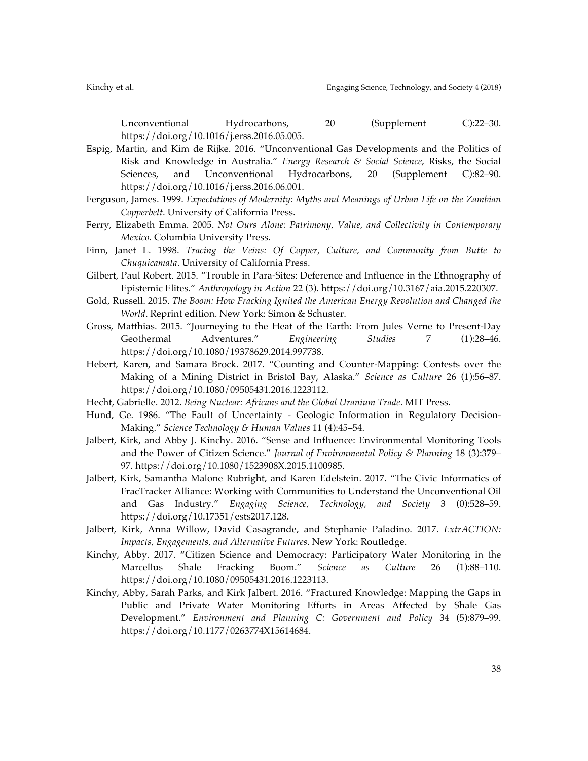Unconventional Hydrocarbons, 20 (Supplement C):22–30. https://doi.org/10.1016/j.erss.2016.05.005.

Espig, Martin, and Kim de Rijke. 2016. "Unconventional Gas Developments and the Politics of Risk and Knowledge in Australia." *Energy Research & Social Science*, Risks, the Social Sciences, and Unconventional Hydrocarbons, 20 (Supplement C):82–90. https://doi.org/10.1016/j.erss.2016.06.001.

Ferguson, James. 1999. *Expectations of Modernity: Myths and Meanings of Urban Life on the Zambian Copperbelt*. University of California Press.

Ferry, Elizabeth Emma. 2005. *Not Ours Alone: Patrimony, Value, and Collectivity in Contemporary Mexico*. Columbia University Press.

Finn, Janet L. 1998. *Tracing the Veins: Of Copper, Culture, and Community from Butte to Chuquicamata*. University of California Press.

Gilbert, Paul Robert. 2015. "Trouble in Para-Sites: Deference and Influence in the Ethnography of Epistemic Elites." *Anthropology in Action* 22 (3). https://doi.org/10.3167/aia.2015.220307.

Gold, Russell. 2015. *The Boom: How Fracking Ignited the American Energy Revolution and Changed the World*. Reprint edition. New York: Simon & Schuster.

Gross, Matthias. 2015. "Journeying to the Heat of the Earth: From Jules Verne to Present-Day Geothermal Adventures." *Engineering Studies* 7 (1):28–46. https://doi.org/10.1080/19378629.2014.997738.

Hebert, Karen, and Samara Brock. 2017. "Counting and Counter-Mapping: Contests over the Making of a Mining District in Bristol Bay, Alaska." *Science as Culture* 26 (1):56–87. https://doi.org/10.1080/09505431.2016.1223112.

Hecht, Gabrielle. 2012. *Being Nuclear: Africans and the Global Uranium Trade*. MIT Press.

Hund, Ge. 1986. "The Fault of Uncertainty - Geologic Information in Regulatory Decision-Making." *Science Technology & Human Values* 11 (4):45–54.

Jalbert, Kirk, and Abby J. Kinchy. 2016. "Sense and Influence: Environmental Monitoring Tools and the Power of Citizen Science." *Journal of Environmental Policy & Planning* 18 (3):379–97. https://doi.org/10.1080/1523908X.2015.1100985.

Jalbert, Kirk, Samantha Malone Rubright, and Karen Edelstein. 2017. "The Civic Informatics of FracTracker Alliance: Working with Communities to Understand the Unconventional Oil and Gas Industry." *Engaging Science, Technology, and Society* 3 (0):528–59. https://doi.org/10.17351/ests2017.128.

Jalbert, Kirk, Anna Willow, David Casagrande, and Stephanie Paladino. 2017. *ExtrACTION: Impacts, Engagements, and Alternative Futures*. New York: Routledge.

Kinchy, Abby. 2017. "Citizen Science and Democracy: Participatory Water Monitoring in the Marcellus Shale Fracking Boom." *Science as Culture* 26 (1):88–110. https://doi.org/10.1080/09505431.2016.1223113.

Kinchy, Abby, Sarah Parks, and Kirk Jalbert. 2016. "Fractured Knowledge: Mapping the Gaps in Public and Private Water Monitoring Efforts in Areas Affected by Shale Gas Development." *Environment and Planning C: Government and Policy* 34 (5):879–99. https://doi.org/10.1177/0263774X15614684.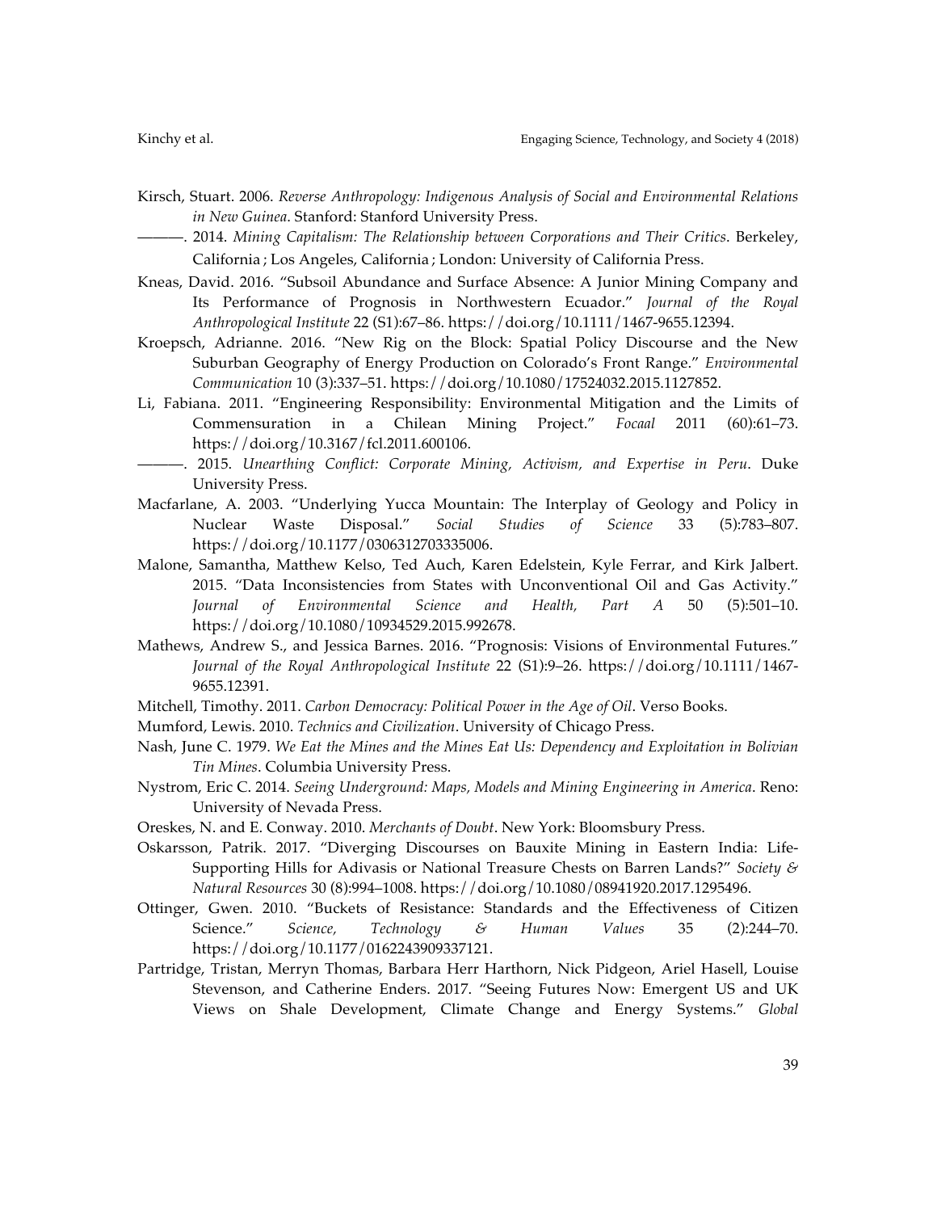Kirsch, Stuart. 2006. *Reverse Anthropology: Indigenous Analysis of Social and Environmental Relations in New Guinea*. Stanford: Stanford University Press.

———. 2014. *Mining Capitalism: The Relationship between Corporations and Their Critics*. Berkeley, California ; Los Angeles, California ; London: University of California Press.

Kneas, David. 2016. "Subsoil Abundance and Surface Absence: A Junior Mining Company and Its Performance of Prognosis in Northwestern Ecuador." *Journal of the Royal Anthropological Institute* 22 (S1):67–86. https://doi.org/10.1111/1467-9655.12394.

Kroepsch, Adrianne. 2016. "New Rig on the Block: Spatial Policy Discourse and the New Suburban Geography of Energy Production on Colorado's Front Range." *Environmental Communication* 10 (3):337–51. https://doi.org/10.1080/17524032.2015.1127852.

Li, Fabiana. 2011. "Engineering Responsibility: Environmental Mitigation and the Limits of Commensuration in a Chilean Mining Project." *Focaal* 2011 (60):61–73. https://doi.org/10.3167/fcl.2011.600106.

———. 2015. *Unearthing Conflict: Corporate Mining, Activism, and Expertise in Peru*. Duke University Press.

Macfarlane, A. 2003. "Underlying Yucca Mountain: The Interplay of Geology and Policy in Nuclear Waste Disposal." *Social Studies of Science* 33 (5):783–807. https://doi.org/10.1177/0306312703335006.

Malone, Samantha, Matthew Kelso, Ted Auch, Karen Edelstein, Kyle Ferrar, and Kirk Jalbert. 2015. "Data Inconsistencies from States with Unconventional Oil and Gas Activity." *Journal of Environmental Science and Health, Part A* 50 (5):501–10. https://doi.org/10.1080/10934529.2015.992678.

Mathews, Andrew S., and Jessica Barnes. 2016. "Prognosis: Visions of Environmental Futures." *Journal of the Royal Anthropological Institute* 22 (S1):9–26. https://doi.org/10.1111/1467-9655.12391.

Mitchell, Timothy. 2011. *Carbon Democracy: Political Power in the Age of Oil*. Verso Books.

Mumford, Lewis. 2010. *Technics and Civilization*. University of Chicago Press.

Nash, June C. 1979. *We Eat the Mines and the Mines Eat Us: Dependency and Exploitation in Bolivian Tin Mines*. Columbia University Press.

Nystrom, Eric C. 2014. *Seeing Underground: Maps, Models and Mining Engineering in America*. Reno: University of Nevada Press.

Oreskes, N. and E. Conway. 2010. *Merchants of Doubt*. New York: Bloomsbury Press.

Oskarsson, Patrik. 2017. "Diverging Discourses on Bauxite Mining in Eastern India: Life-Supporting Hills for Adivasis or National Treasure Chests on Barren Lands?" *Society & Natural Resources* 30 (8):994–1008. https://doi.org/10.1080/08941920.2017.1295496.

Ottinger, Gwen. 2010. "Buckets of Resistance: Standards and the Effectiveness of Citizen Science." *Science, Technology & Human Values* 35 (2):244–70. https://doi.org/10.1177/0162243909337121.

Partridge, Tristan, Merryn Thomas, Barbara Herr Harthorn, Nick Pidgeon, Ariel Hasell, Louise Stevenson, and Catherine Enders. 2017. "Seeing Futures Now: Emergent US and UK Views on Shale Development, Climate Change and Energy Systems." *Global*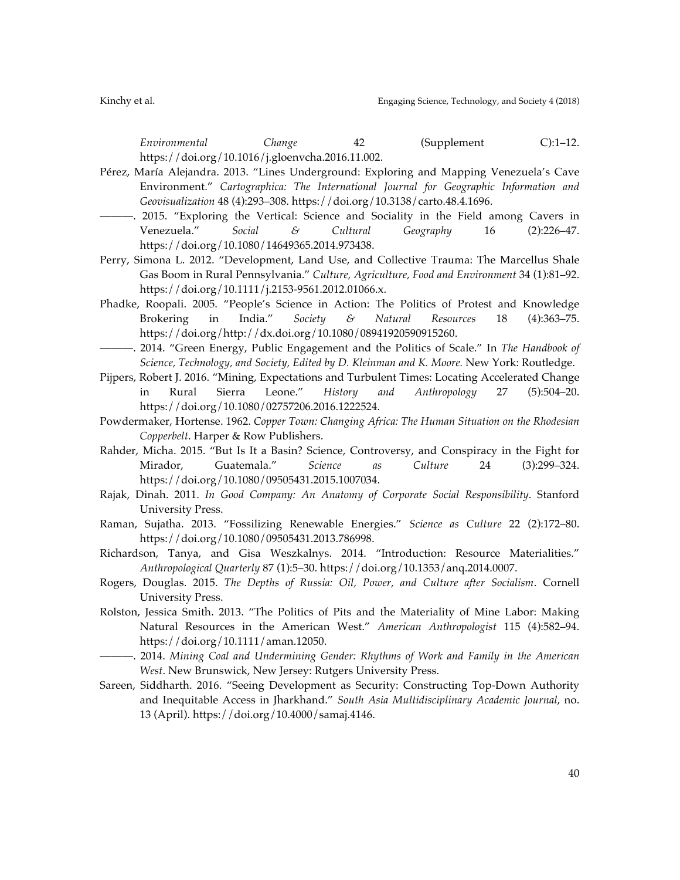*Environmental Change* 42 (Supplement C):1–12. https://doi.org/10.1016/j.gloenvcha.2016.11.002.

Pérez, María Alejandra. 2013. "Lines Underground: Exploring and Mapping Venezuela's Cave Environment." *Cartographica: The International Journal for Geographic Information and Geovisualization* 48 (4):293–308. https://doi.org/10.3138/carto.48.4.1696.

———. 2015. "Exploring the Vertical: Science and Sociality in the Field among Cavers in Venezuela." *Social & Cultural Geography* 16 (2):226–47. https://doi.org/10.1080/14649365.2014.973438.

Perry, Simona L. 2012. "Development, Land Use, and Collective Trauma: The Marcellus Shale Gas Boom in Rural Pennsylvania." *Culture, Agriculture, Food and Environment* 34 (1):81–92. https://doi.org/10.1111/j.2153-9561.2012.01066.x.

Phadke, Roopali. 2005. "People's Science in Action: The Politics of Protest and Knowledge Brokering in India." *Society & Natural Resources* 18 (4):363–75. https://doi.org/http://dx.doi.org/10.1080/08941920590915260.

———. 2014. "Green Energy, Public Engagement and the Politics of Scale." In *The Handbook of Science, Technology, and Society, Edited by D. Kleinman and K. Moore*. New York: Routledge.

Pijpers, Robert J. 2016. "Mining, Expectations and Turbulent Times: Locating Accelerated Change in Rural Sierra Leone." *History and Anthropology* 27 (5):504–20. https://doi.org/10.1080/02757206.2016.1222524.

Powdermaker, Hortense. 1962. *Copper Town: Changing Africa: The Human Situation on the Rhodesian Copperbelt*. Harper & Row Publishers.

Rahder, Micha. 2015. "But Is It a Basin? Science, Controversy, and Conspiracy in the Fight for Mirador, Guatemala." *Science as Culture* 24 (3):299–324. https://doi.org/10.1080/09505431.2015.1007034.

Rajak, Dinah. 2011. *In Good Company: An Anatomy of Corporate Social Responsibility*. Stanford University Press.

Raman, Sujatha. 2013. "Fossilizing Renewable Energies." *Science as Culture* 22 (2):172–80. https://doi.org/10.1080/09505431.2013.786998.

Richardson, Tanya, and Gisa Weszkalnys. 2014. "Introduction: Resource Materialities." *Anthropological Quarterly* 87 (1):5–30. https://doi.org/10.1353/anq.2014.0007.

Rogers, Douglas. 2015. *The Depths of Russia: Oil, Power, and Culture after Socialism*. Cornell University Press.

Rolston, Jessica Smith. 2013. "The Politics of Pits and the Materiality of Mine Labor: Making Natural Resources in the American West." *American Anthropologist* 115 (4):582–94. https://doi.org/10.1111/aman.12050.

———. 2014. *Mining Coal and Undermining Gender: Rhythms of Work and Family in the American West*. New Brunswick, New Jersey: Rutgers University Press.

Sareen, Siddharth. 2016. "Seeing Development as Security: Constructing Top-Down Authority and Inequitable Access in Jharkhand." *South Asia Multidisciplinary Academic Journal*, no. 13 (April). https://doi.org/10.4000/samaj.4146.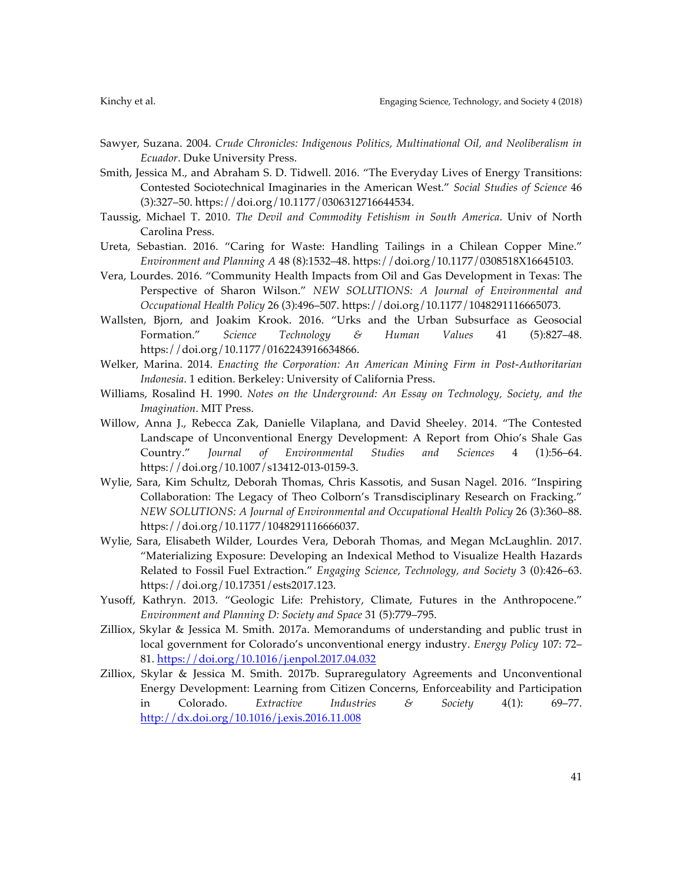Sawyer, Suzana. 2004. *Crude Chronicles: Indigenous Politics, Multinational Oil, and Neoliberalism in Ecuador*. Duke University Press.

Smith, Jessica M., and Abraham S. D. Tidwell. 2016. "The Everyday Lives of Energy Transitions: Contested Sociotechnical Imaginaries in the American West." *Social Studies of Science* 46 (3):327–50. https://doi.org/10.1177/0306312716644534.

Taussig, Michael T. 2010. *The Devil and Commodity Fetishism in South America*. Univ of North Carolina Press.

Ureta, Sebastian. 2016. "Caring for Waste: Handling Tailings in a Chilean Copper Mine." *Environment and Planning A* 48 (8):1532–48. https://doi.org/10.1177/0308518X16645103.

Vera, Lourdes. 2016. "Community Health Impacts from Oil and Gas Development in Texas: The Perspective of Sharon Wilson." *NEW SOLUTIONS: A Journal of Environmental and Occupational Health Policy* 26 (3):496–507. https://doi.org/10.1177/1048291116665073.

Wallsten, Bjorn, and Joakim Krook. 2016. "Urks and the Urban Subsurface as Geosocial Formation." *Science Technology & Human Values* 41 (5):827–48. https://doi.org/10.1177/0162243916634866.

Welker, Marina. 2014. *Enacting the Corporation: An American Mining Firm in Post-Authoritarian Indonesia*. 1 edition. Berkeley: University of California Press.

Williams, Rosalind H. 1990. *Notes on the Underground: An Essay on Technology, Society, and the Imagination*. MIT Press.

Willow, Anna J., Rebecca Zak, Danielle Vilaplana, and David Sheeley. 2014. "The Contested Landscape of Unconventional Energy Development: A Report from Ohio's Shale Gas Country." *Journal of Environmental Studies and Sciences* 4 (1):56–64. https://doi.org/10.1007/s13412-013-0159-3.

Wylie, Sara, Kim Schultz, Deborah Thomas, Chris Kassotis, and Susan Nagel. 2016. "Inspiring Collaboration: The Legacy of Theo Colborn's Transdisciplinary Research on Fracking." *NEW SOLUTIONS: A Journal of Environmental and Occupational Health Policy* 26 (3):360–88. https://doi.org/10.1177/1048291116666037.

Wylie, Sara, Elisabeth Wilder, Lourdes Vera, Deborah Thomas, and Megan McLaughlin. 2017. "Materializing Exposure: Developing an Indexical Method to Visualize Health Hazards Related to Fossil Fuel Extraction." *Engaging Science, Technology, and Society* 3 (0):426–63. https://doi.org/10.17351/ests2017.123.

Yusoff, Kathryn. 2013. "Geologic Life: Prehistory, Climate, Futures in the Anthropocene." *Environment and Planning D: Society and Space* 31 (5):779–795.

Zilliox, Skylar & Jessica M. Smith. 2017a. Memorandums of understanding and public trust in local government for Colorado's unconventional energy industry. *Energy Policy* 107: 72–81. https://doi.org/10.1016/j.enpol.2017.04.032

Zilliox, Skylar & Jessica M. Smith. 2017b. Supraregulatory Agreements and Unconventional Energy Development: Learning from Citizen Concerns, Enforceability and Participation in Colorado. *Extractive Industries & Society* 4(1): 69–77. http://dx.doi.org/10.1016/j.exis.2016.11.008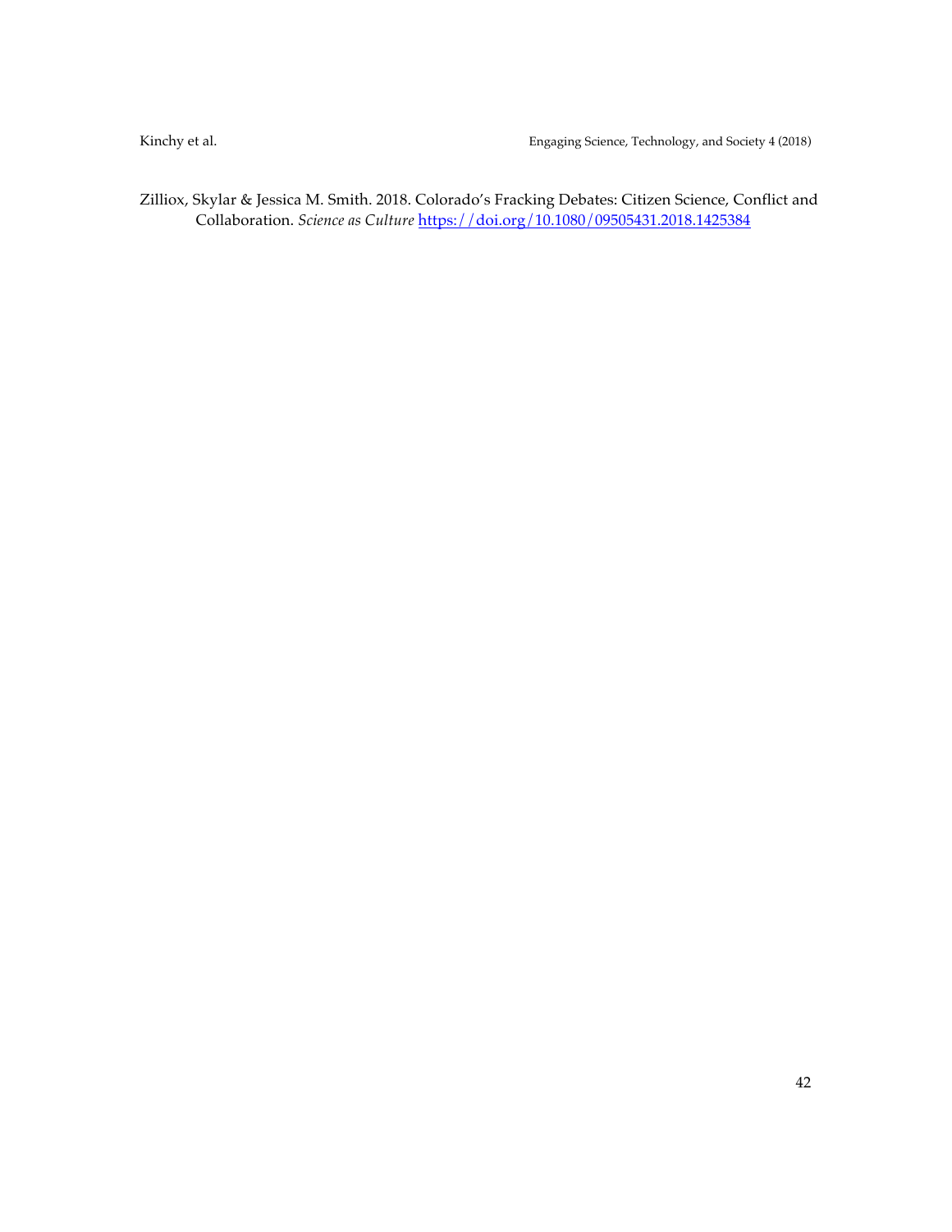Zilliox, Skylar & Jessica M. Smith. 2018. Colorado's Fracking Debates: Citizen Science, Conflict and Collaboration. *Science as Culture* https://doi.org/10.1080/09505431.2018.1425384